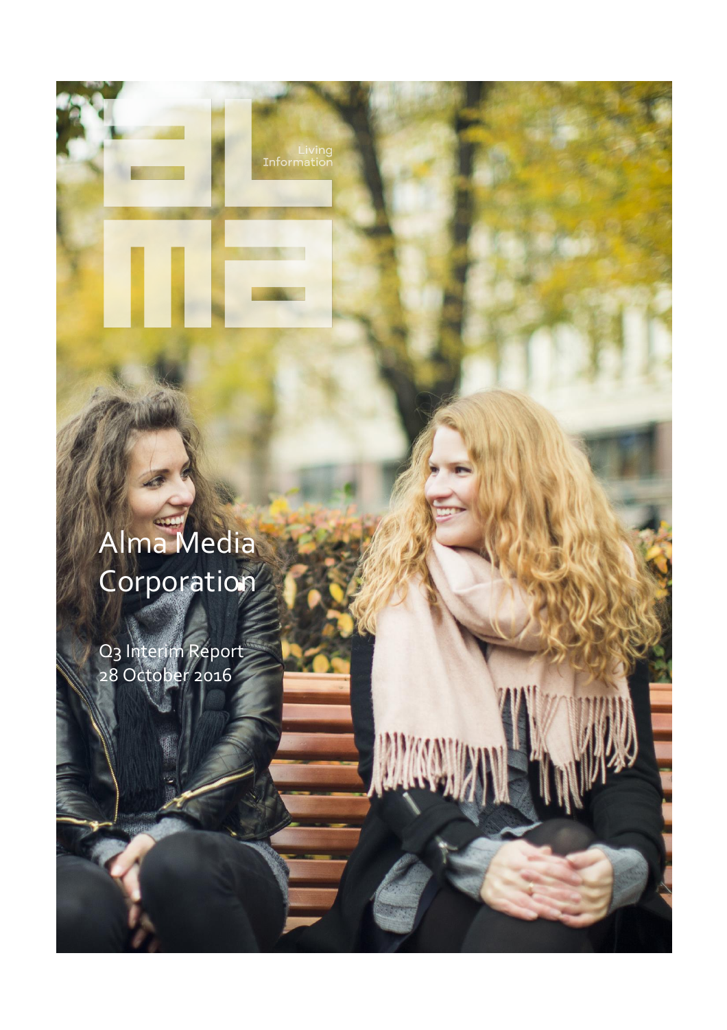Living Information

# Alma Media Corporation

Q3 Interim Report
28 October 2016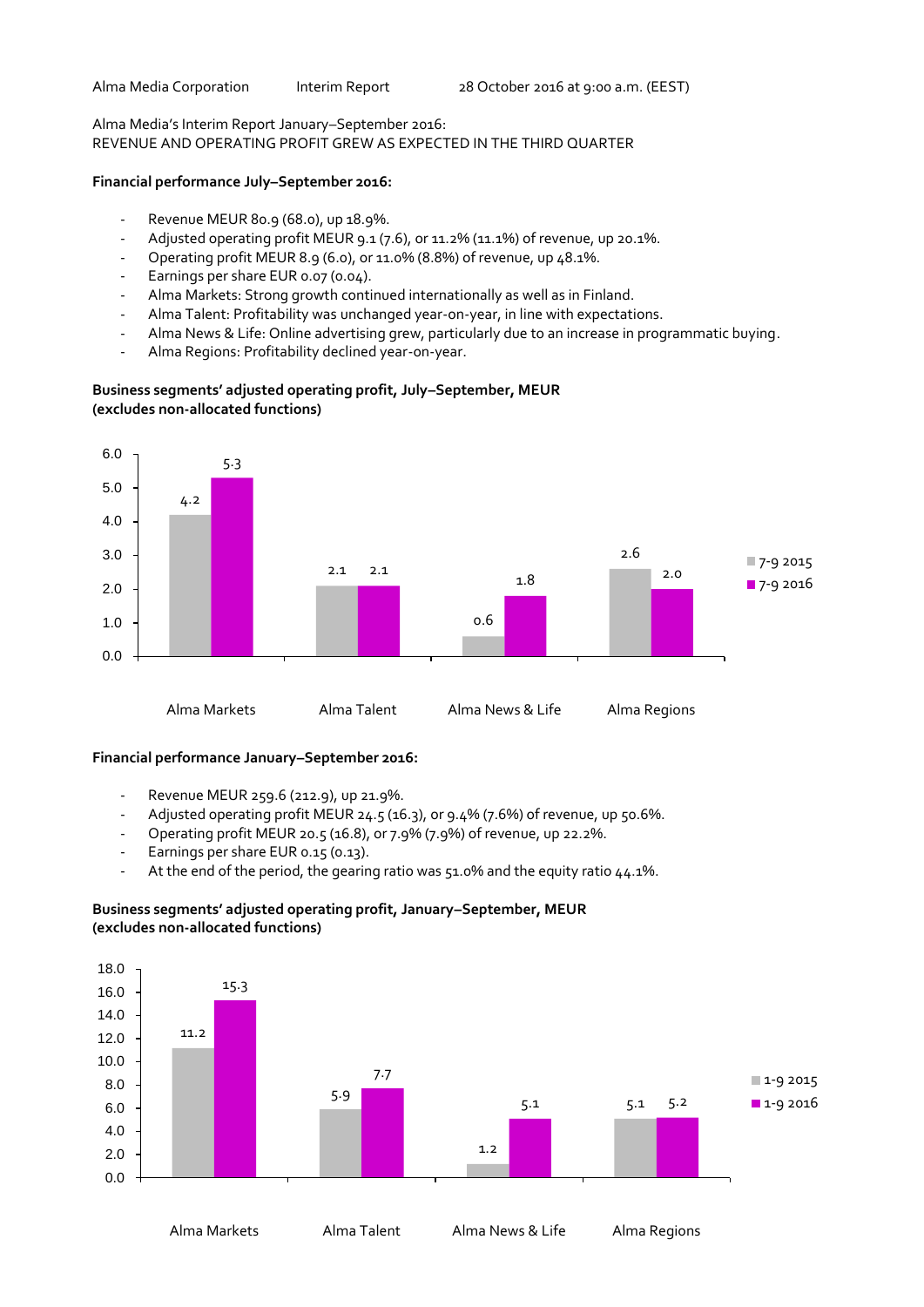Alma Media Corporation Interim Report 28 October 2016 at 9:00 a.m. (EEST)

Alma Media's Interim Report January–September 2016:
REVENUE AND OPERATING PROFIT GREW AS EXPECTED IN THE THIRD QUARTER

**Financial performance July–September 2016:**

- Revenue MEUR 80.9 (68.0), up 18.9%.
- Adjusted operating profit MEUR 9.1 (7.6), or 11.2% (11.1%) of revenue, up 20.1%.
- Operating profit MEUR 8.9 (6.0), or 11.0% (8.8%) of revenue, up 48.1%.
- Earnings per share EUR 0.07 (0.04).
- Alma Markets: Strong growth continued internationally as well as in Finland.
- Alma Talent: Profitability was unchanged year-on-year, in line with expectations.
- Alma News & Life: Online advertising grew, particularly due to an increase in programmatic buying.
- Alma Regions: Profitability declined year-on-year.

**Business segments' adjusted operating profit, July–September, MEUR**
**(excludes non-allocated functions)**

| | 7-9 2015 | 7-9 2016 |
|---|---|---|
| Alma Markets | 4.2 | 5.3 |
| Alma Talent | 2.1 | 2.1 |
| Alma News & Life | 0.6 | 1.8 |
| Alma Regions | 2.6 | 2.0 |

**Financial performance January–September 2016:**

- Revenue MEUR 259.6 (212.9), up 21.9%.
- Adjusted operating profit MEUR 24.5 (16.3), or 9.4% (7.6%) of revenue, up 50.6%.
- Operating profit MEUR 20.5 (16.8), or 7.9% (7.9%) of revenue, up 22.2%.
- Earnings per share EUR 0.15 (0.13).
- At the end of the period, the gearing ratio was 51.0% and the equity ratio 44.1%.

**Business segments' adjusted operating profit, January–September, MEUR**
**(excludes non-allocated functions)**

| | 1-9 2015 | 1-9 2016 |
|---|---|---|
| Alma Markets | 11.2 | 15.3 |
| Alma Talent | 5.9 | 7.7 |
| Alma News & Life | 1.2 | 5.1 |
| Alma Regions | 5.1 | 5.2 |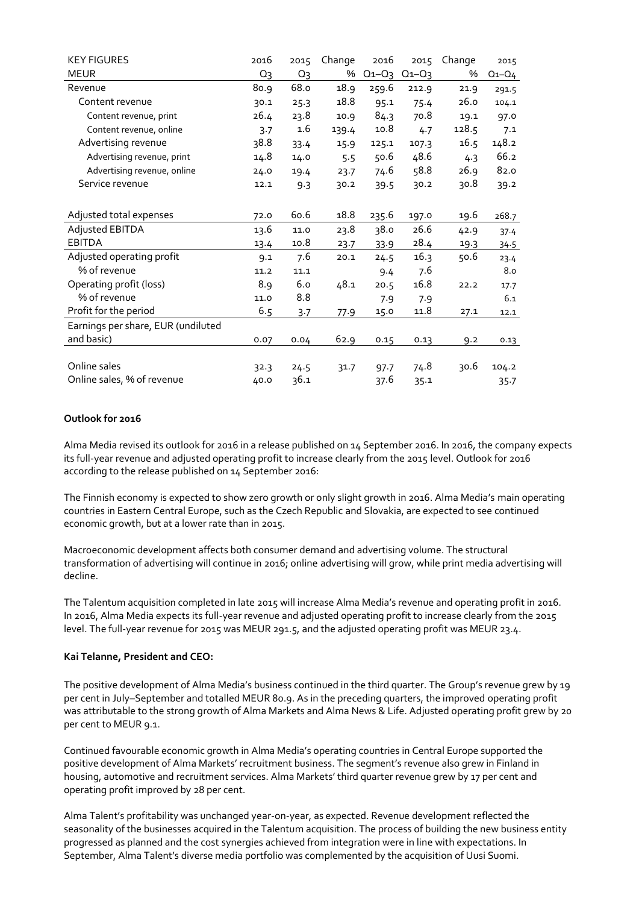| KEY FIGURES | 2016 | 2015 | Change | 2016 | 2015 | Change | 2015 |
|---|---|---|---|---|---|---|---|
| MEUR | Q3 | Q3 | % | Q1–Q3 | Q1–Q3 | % | Q1–Q4 |
| Revenue | 80.9 | 68.0 | 18.9 | 259.6 | 212.9 | 21.9 | 291.5 |
| Content revenue | 30.1 | 25.3 | 18.8 | 95.1 | 75.4 | 26.0 | 104.1 |
| Content revenue, print | 26.4 | 23.8 | 10.9 | 84.3 | 70.8 | 19.1 | 97.0 |
| Content revenue, online | 3.7 | 1.6 | 139.4 | 10.8 | 4.7 | 128.5 | 7.1 |
| Advertising revenue | 38.8 | 33.4 | 15.9 | 125.1 | 107.3 | 16.5 | 148.2 |
| Advertising revenue, print | 14.8 | 14.0 | 5.5 | 50.6 | 48.6 | 4.3 | 66.2 |
| Advertising revenue, online | 24.0 | 19.4 | 23.7 | 74.6 | 58.8 | 26.9 | 82.0 |
| Service revenue | 12.1 | 9.3 | 30.2 | 39.5 | 30.2 | 30.8 | 39.2 |
| | | | | | | | |
| Adjusted total expenses | 72.0 | 60.6 | 18.8 | 235.6 | 197.0 | 19.6 | 268.7 |
| Adjusted EBITDA | 13.6 | 11.0 | 23.8 | 38.0 | 26.6 | 42.9 | 37.4 |
| EBITDA | 13.4 | 10.8 | 23.7 | 33.9 | 28.4 | 19.3 | 34.5 |
| Adjusted operating profit | 9.1 | 7.6 | 20.1 | 24.5 | 16.3 | 50.6 | 23.4 |
| % of revenue | 11.2 | 11.1 | | 9.4 | 7.6 | | 8.0 |
| Operating profit (loss) | 8.9 | 6.0 | 48.1 | 20.5 | 16.8 | 22.2 | 17.7 |
| % of revenue | 11.0 | 8.8 | | 7.9 | 7.9 | | 6.1 |
| Profit for the period | 6.5 | 3.7 | 77.9 | 15.0 | 11.8 | 27.1 | 12.1 |
| Earnings per share, EUR (undiluted and basic) | 0.07 | 0.04 | 62.9 | 0.15 | 0.13 | 9.2 | 0.13 |
| | | | | | | | |
| Online sales | 32.3 | 24.5 | 31.7 | 97.7 | 74.8 | 30.6 | 104.2 |
| Online sales, % of revenue | 40.0 | 36.1 | | 37.6 | 35.1 | | 35.7 |

**Outlook for 2016**

Alma Media revised its outlook for 2016 in a release published on 14 September 2016. In 2016, the company expects its full-year revenue and adjusted operating profit to increase clearly from the 2015 level. Outlook for 2016 according to the release published on 14 September 2016:

The Finnish economy is expected to show zero growth or only slight growth in 2016. Alma Media's main operating countries in Eastern Central Europe, such as the Czech Republic and Slovakia, are expected to see continued economic growth, but at a lower rate than in 2015.

Macroeconomic development affects both consumer demand and advertising volume. The structural transformation of advertising will continue in 2016; online advertising will grow, while print media advertising will decline.

The Talentum acquisition completed in late 2015 will increase Alma Media's revenue and operating profit in 2016. In 2016, Alma Media expects its full-year revenue and adjusted operating profit to increase clearly from the 2015 level. The full-year revenue for 2015 was MEUR 291.5, and the adjusted operating profit was MEUR 23.4.

**Kai Telanne, President and CEO:**

The positive development of Alma Media's business continued in the third quarter. The Group's revenue grew by 19 per cent in July–September and totalled MEUR 80.9. As in the preceding quarters, the improved operating profit was attributable to the strong growth of Alma Markets and Alma News & Life. Adjusted operating profit grew by 20 per cent to MEUR 9.1.

Continued favourable economic growth in Alma Media's operating countries in Central Europe supported the positive development of Alma Markets' recruitment business. The segment's revenue also grew in Finland in housing, automotive and recruitment services. Alma Markets' third quarter revenue grew by 17 per cent and operating profit improved by 28 per cent.

Alma Talent's profitability was unchanged year-on-year, as expected. Revenue development reflected the seasonality of the businesses acquired in the Talentum acquisition. The process of building the new business entity progressed as planned and the cost synergies achieved from integration were in line with expectations. In September, Alma Talent's diverse media portfolio was complemented by the acquisition of Uusi Suomi.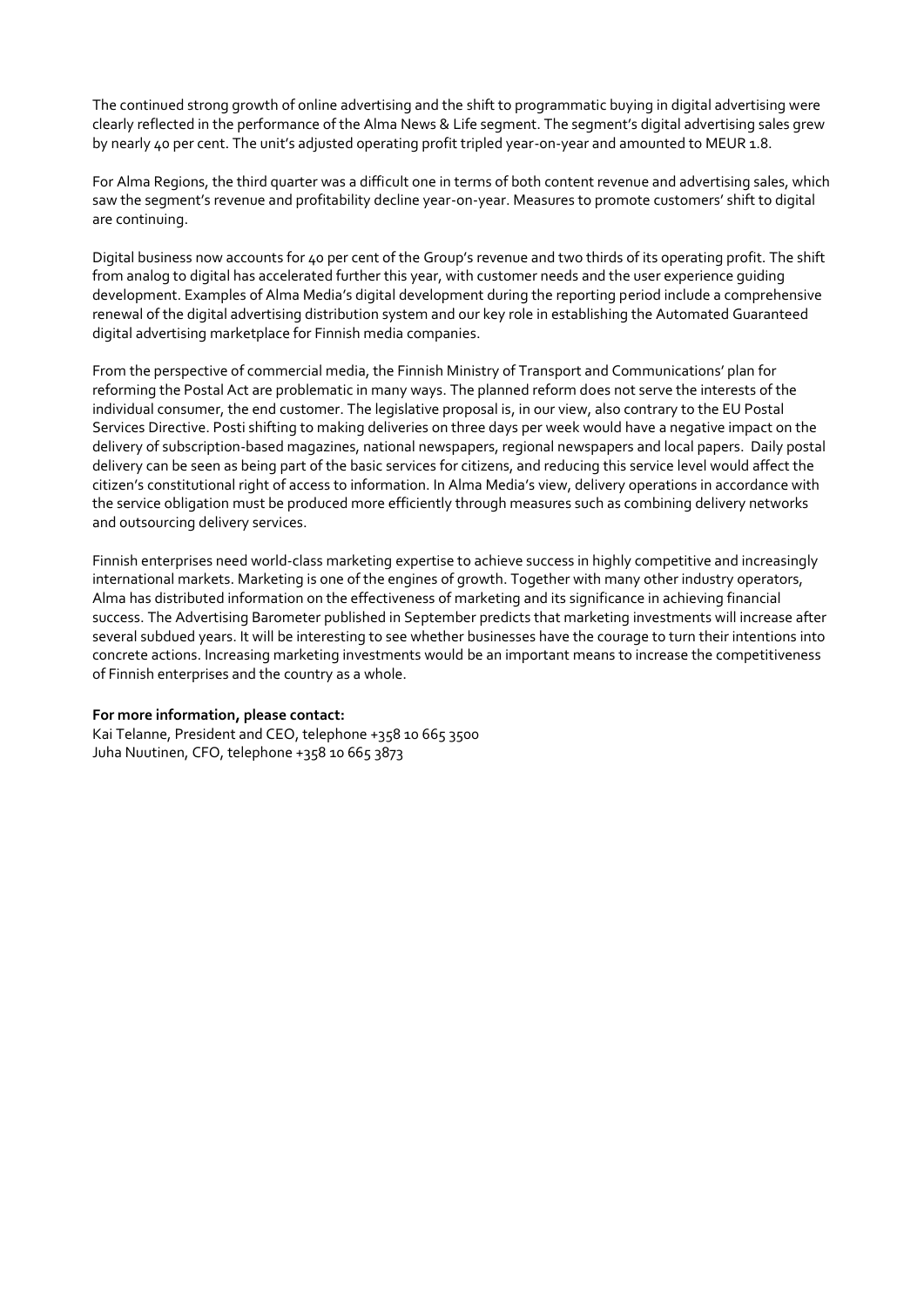The continued strong growth of online advertising and the shift to programmatic buying in digital advertising were clearly reflected in the performance of the Alma News & Life segment. The segment's digital advertising sales grew by nearly 40 per cent. The unit's adjusted operating profit tripled year-on-year and amounted to MEUR 1.8.

For Alma Regions, the third quarter was a difficult one in terms of both content revenue and advertising sales, which saw the segment's revenue and profitability decline year-on-year. Measures to promote customers' shift to digital are continuing.

Digital business now accounts for 40 per cent of the Group's revenue and two thirds of its operating profit. The shift from analog to digital has accelerated further this year, with customer needs and the user experience guiding development. Examples of Alma Media's digital development during the reporting period include a comprehensive renewal of the digital advertising distribution system and our key role in establishing the Automated Guaranteed digital advertising marketplace for Finnish media companies.

From the perspective of commercial media, the Finnish Ministry of Transport and Communications' plan for reforming the Postal Act are problematic in many ways. The planned reform does not serve the interests of the individual consumer, the end customer. The legislative proposal is, in our view, also contrary to the EU Postal Services Directive. Posti shifting to making deliveries on three days per week would have a negative impact on the delivery of subscription-based magazines, national newspapers, regional newspapers and local papers. Daily postal delivery can be seen as being part of the basic services for citizens, and reducing this service level would affect the citizen's constitutional right of access to information. In Alma Media's view, delivery operations in accordance with the service obligation must be produced more efficiently through measures such as combining delivery networks and outsourcing delivery services.

Finnish enterprises need world-class marketing expertise to achieve success in highly competitive and increasingly international markets. Marketing is one of the engines of growth. Together with many other industry operators, Alma has distributed information on the effectiveness of marketing and its significance in achieving financial success. The Advertising Barometer published in September predicts that marketing investments will increase after several subdued years. It will be interesting to see whether businesses have the courage to turn their intentions into concrete actions. Increasing marketing investments would be an important means to increase the competitiveness of Finnish enterprises and the country as a whole.

**For more information, please contact:**
Kai Telanne, President and CEO, telephone +358 10 665 3500
Juha Nuutinen, CFO, telephone +358 10 665 3873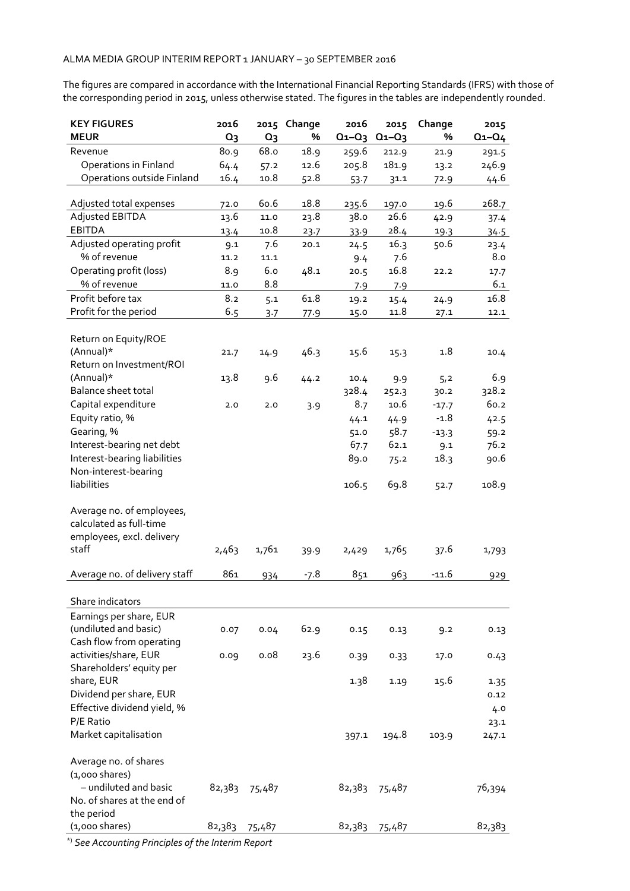ALMA MEDIA GROUP INTERIM REPORT 1 JANUARY – 30 SEPTEMBER 2016

The figures are compared in accordance with the International Financial Reporting Standards (IFRS) with those of the corresponding period in 2015, unless otherwise stated. The figures in the tables are independently rounded.

| KEY FIGURES MEUR | 2016 Q3 | 2015 Q3 | Change % | 2016 Q1–Q3 | 2015 Q1–Q3 | Change % | 2015 Q1–Q4 |
|---|---|---|---|---|---|---|---|
| Revenue | 80.9 | 68.0 | 18.9 | 259.6 | 212.9 | 21.9 | 291.5 |
| Operations in Finland | 64.4 | 57.2 | 12.6 | 205.8 | 181.9 | 13.2 | 246.9 |
| Operations outside Finland | 16.4 | 10.8 | 52.8 | 53.7 | 31.1 | 72.9 | 44.6 |
| Adjusted total expenses | 72.0 | 60.6 | 18.8 | 235.6 | 197.0 | 19.6 | 268.7 |
| Adjusted EBITDA | 13.6 | 11.0 | 23.8 | 38.0 | 26.6 | 42.9 | 37.4 |
| EBITDA | 13.4 | 10.8 | 23.7 | 33.9 | 28.4 | 19.3 | 34.5 |
| Adjusted operating profit | 9.1 | 7.6 | 20.1 | 24.5 | 16.3 | 50.6 | 23.4 |
| % of revenue | 11.2 | 11.1 | | 9.4 | 7.6 | | 8.0 |
| Operating profit (loss) | 8.9 | 6.0 | 48.1 | 20.5 | 16.8 | 22.2 | 17.7 |
| % of revenue | 11.0 | 8.8 | | 7.9 | 7.9 | | 6.1 |
| Profit before tax | 8.2 | 5.1 | 61.8 | 19.2 | 15.4 | 24.9 | 16.8 |
| Profit for the period | 6.5 | 3.7 | 77.9 | 15.0 | 11.8 | 27.1 | 12.1 |
| Return on Equity/ROE (Annual)* | 21.7 | 14.9 | 46.3 | 15.6 | 15.3 | 1.8 | 10.4 |
| Return on Investment/ROI (Annual)* | 13.8 | 9.6 | 44.2 | 10.4 | 9.9 | 5,2 | 6.9 |
| Balance sheet total | | | | 328.4 | 252.3 | 30.2 | 328.2 |
| Capital expenditure | 2.0 | 2.0 | 3.9 | 8.7 | 10.6 | -17.7 | 60.2 |
| Equity ratio, % | | | | 44.1 | 44.9 | -1.8 | 42.5 |
| Gearing, % | | | | 51.0 | 58.7 | -13.3 | 59.2 |
| Interest-bearing net debt | | | | 67.7 | 62.1 | 9.1 | 76.2 |
| Interest-bearing liabilities | | | | 89.0 | 75.2 | 18.3 | 90.6 |
| Non-interest-bearing liabilities | | | | 106.5 | 69.8 | 52.7 | 108.9 |
| Average no. of employees, calculated as full-time employees, excl. delivery staff | 2,463 | 1,761 | 39.9 | 2,429 | 1,765 | 37.6 | 1,793 |
| Average no. of delivery staff | 861 | 934 | -7.8 | 851 | 963 | -11.6 | 929 |
| Share indicators | | | | | | | |
| Earnings per share, EUR (undiluted and basic) | 0.07 | 0.04 | 62.9 | 0.15 | 0.13 | 9.2 | 0.13 |
| Cash flow from operating activities/share, EUR | 0.09 | 0.08 | 23.6 | 0.39 | 0.33 | 17.0 | 0.43 |
| Shareholders' equity per share, EUR | | | | 1.38 | 1.19 | 15.6 | 1.35 |
| Dividend per share, EUR | | | | | | | 0.12 |
| Effective dividend yield, % | | | | | | | 4.0 |
| P/E Ratio | | | | | | | 23.1 |
| Market capitalisation | | | | 397.1 | 194.8 | 103.9 | 247.1 |
| Average no. of shares (1,000 shares) – undiluted and basic | 82,383 | 75,487 | | 82,383 | 75,487 | | 76,394 |
| No. of shares at the end of the period (1,000 shares) | 82,383 | 75,487 | | 82,383 | 75,487 | | 82,383 |

*) *See Accounting Principles of the Interim Report*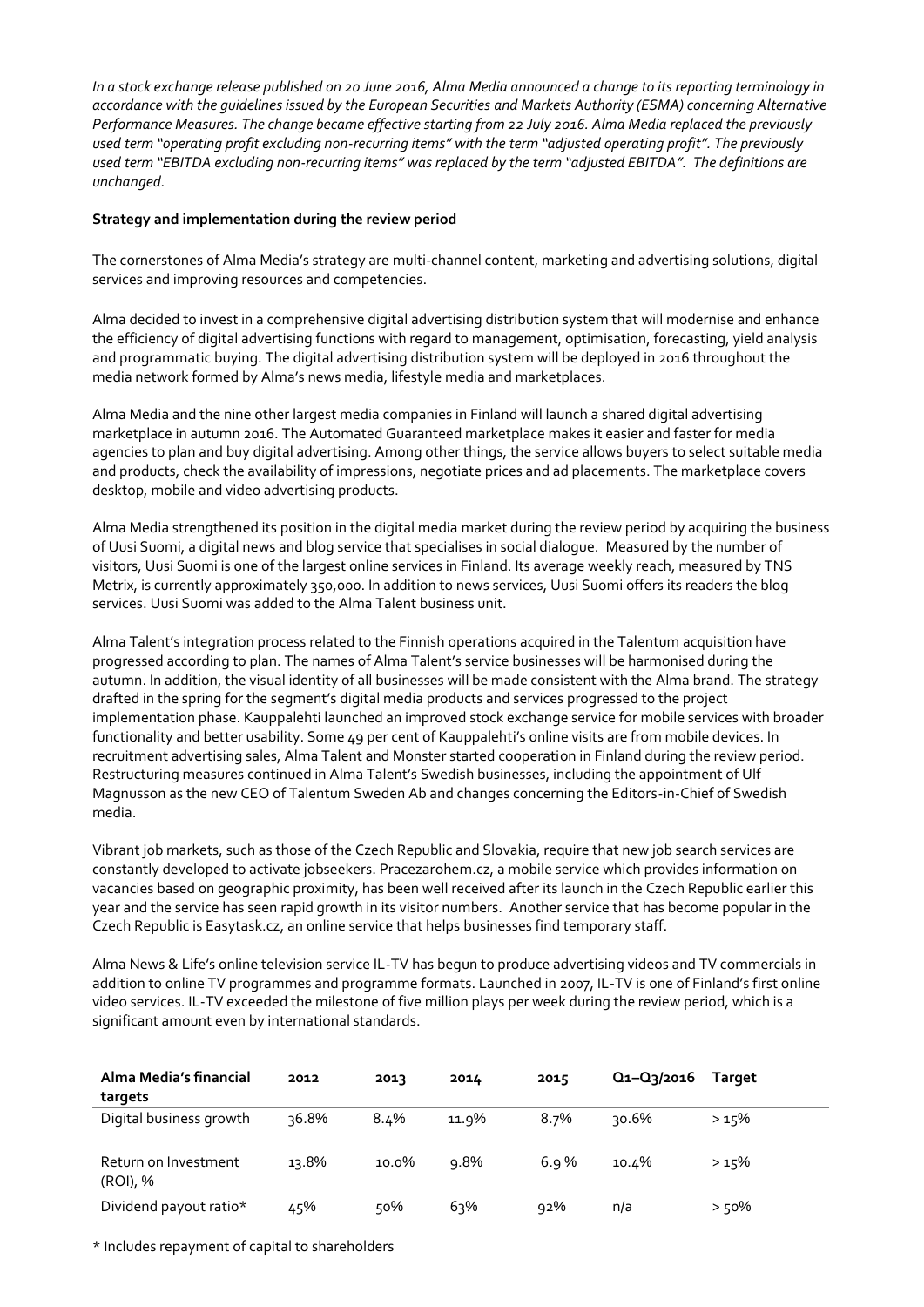*In a stock exchange release published on 20 June 2016, Alma Media announced a change to its reporting terminology in accordance with the guidelines issued by the European Securities and Markets Authority (ESMA) concerning Alternative Performance Measures. The change became effective starting from 22 July 2016. Alma Media replaced the previously used term "operating profit excluding non-recurring items" with the term "adjusted operating profit". The previously used term "EBITDA excluding non-recurring items" was replaced by the term "adjusted EBITDA". The definitions are unchanged.*

**Strategy and implementation during the review period**

The cornerstones of Alma Media's strategy are multi-channel content, marketing and advertising solutions, digital services and improving resources and competencies.

Alma decided to invest in a comprehensive digital advertising distribution system that will modernise and enhance the efficiency of digital advertising functions with regard to management, optimisation, forecasting, yield analysis and programmatic buying. The digital advertising distribution system will be deployed in 2016 throughout the media network formed by Alma's news media, lifestyle media and marketplaces.

Alma Media and the nine other largest media companies in Finland will launch a shared digital advertising marketplace in autumn 2016. The Automated Guaranteed marketplace makes it easier and faster for media agencies to plan and buy digital advertising. Among other things, the service allows buyers to select suitable media and products, check the availability of impressions, negotiate prices and ad placements. The marketplace covers desktop, mobile and video advertising products.

Alma Media strengthened its position in the digital media market during the review period by acquiring the business of Uusi Suomi, a digital news and blog service that specialises in social dialogue. Measured by the number of visitors, Uusi Suomi is one of the largest online services in Finland. Its average weekly reach, measured by TNS Metrix, is currently approximately 350,000. In addition to news services, Uusi Suomi offers its readers the blog services. Uusi Suomi was added to the Alma Talent business unit.

Alma Talent's integration process related to the Finnish operations acquired in the Talentum acquisition have progressed according to plan. The names of Alma Talent's service businesses will be harmonised during the autumn. In addition, the visual identity of all businesses will be made consistent with the Alma brand. The strategy drafted in the spring for the segment's digital media products and services progressed to the project implementation phase. Kauppalehti launched an improved stock exchange service for mobile services with broader functionality and better usability. Some 49 per cent of Kauppalehti's online visits are from mobile devices. In recruitment advertising sales, Alma Talent and Monster started cooperation in Finland during the review period. Restructuring measures continued in Alma Talent's Swedish businesses, including the appointment of Ulf Magnusson as the new CEO of Talentum Sweden Ab and changes concerning the Editors-in-Chief of Swedish media.

Vibrant job markets, such as those of the Czech Republic and Slovakia, require that new job search services are constantly developed to activate jobseekers. Pracezarohem.cz, a mobile service which provides information on vacancies based on geographic proximity, has been well received after its launch in the Czech Republic earlier this year and the service has seen rapid growth in its visitor numbers. Another service that has become popular in the Czech Republic is Easytask.cz, an online service that helps businesses find temporary staff.

Alma News & Life's online television service IL-TV has begun to produce advertising videos and TV commercials in addition to online TV programmes and programme formats. Launched in 2007, IL-TV is one of Finland's first online video services. IL-TV exceeded the milestone of five million plays per week during the review period, which is a significant amount even by international standards.

| Alma Media's financial targets | 2012 | 2013 | 2014 | 2015 | Q1–Q3/2016 | Target |
|---|---|---|---|---|---|---|
| Digital business growth | 36.8% | 8.4% | 11.9% | 8.7% | 30.6% | > 15% |
| Return on Investment (ROI), % | 13.8% | 10.0% | 9.8% | 6.9 % | 10.4% | > 15% |
| Dividend payout ratio* | 45% | 50% | 63% | 92% | n/a | > 50% |

\* Includes repayment of capital to shareholders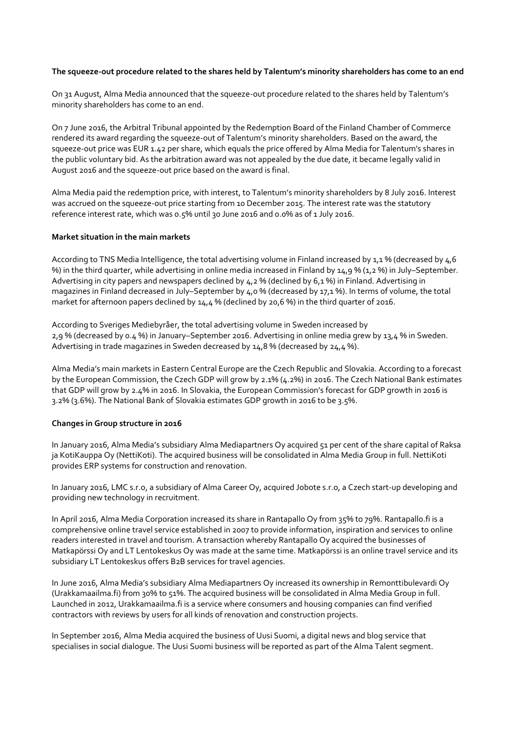**The squeeze-out procedure related to the shares held by Talentum's minority shareholders has come to an end**

On 31 August, Alma Media announced that the squeeze-out procedure related to the shares held by Talentum's minority shareholders has come to an end.

On 7 June 2016, the Arbitral Tribunal appointed by the Redemption Board of the Finland Chamber of Commerce rendered its award regarding the squeeze-out of Talentum's minority shareholders. Based on the award, the squeeze-out price was EUR 1.42 per share, which equals the price offered by Alma Media for Talentum's shares in the public voluntary bid. As the arbitration award was not appealed by the due date, it became legally valid in August 2016 and the squeeze-out price based on the award is final.

Alma Media paid the redemption price, with interest, to Talentum's minority shareholders by 8 July 2016. Interest was accrued on the squeeze-out price starting from 10 December 2015. The interest rate was the statutory reference interest rate, which was 0.5% until 30 June 2016 and 0.0% as of 1 July 2016.

**Market situation in the main markets**

According to TNS Media Intelligence, the total advertising volume in Finland increased by 1,1 % (decreased by 4,6 %) in the third quarter, while advertising in online media increased in Finland by 14,9 % (1,2 %) in July–September. Advertising in city papers and newspapers declined by 4,2 % (declined by 6,1 %) in Finland. Advertising in magazines in Finland decreased in July–September by 4,0 % (decreased by 17,1 %). In terms of volume, the total market for afternoon papers declined by 14,4 % (declined by 20,6 %) in the third quarter of 2016.

According to Sveriges Mediebyråer, the total advertising volume in Sweden increased by 2,9 % (decreased by 0.4 %) in January–September 2016. Advertising in online media grew by 13,4 % in Sweden. Advertising in trade magazines in Sweden decreased by 14,8 % (decreased by 24,4 %).

Alma Media's main markets in Eastern Central Europe are the Czech Republic and Slovakia. According to a forecast by the European Commission, the Czech GDP will grow by 2.1% (4.2%) in 2016. The Czech National Bank estimates that GDP will grow by 2.4% in 2016. In Slovakia, the European Commission's forecast for GDP growth in 2016 is 3.2% (3.6%). The National Bank of Slovakia estimates GDP growth in 2016 to be 3.5%.

**Changes in Group structure in 2016**

In January 2016, Alma Media's subsidiary Alma Mediapartners Oy acquired 51 per cent of the share capital of Raksa ja KotiKauppa Oy (NettiKoti). The acquired business will be consolidated in Alma Media Group in full. NettiKoti provides ERP systems for construction and renovation.

In January 2016, LMC s.r.o, a subsidiary of Alma Career Oy, acquired Jobote s.r.o, a Czech start-up developing and providing new technology in recruitment.

In April 2016, Alma Media Corporation increased its share in Rantapallo Oy from 35% to 79%. Rantapallo.fi is a comprehensive online travel service established in 2007 to provide information, inspiration and services to online readers interested in travel and tourism. A transaction whereby Rantapallo Oy acquired the businesses of Matkapörssi Oy and LT Lentokeskus Oy was made at the same time. Matkapörssi is an online travel service and its subsidiary LT Lentokeskus offers B2B services for travel agencies.

In June 2016, Alma Media's subsidiary Alma Mediapartners Oy increased its ownership in Remonttibulevardi Oy (Urakkamaailma.fi) from 30% to 51%. The acquired business will be consolidated in Alma Media Group in full. Launched in 2012, Urakkamaailma.fi is a service where consumers and housing companies can find verified contractors with reviews by users for all kinds of renovation and construction projects.

In September 2016, Alma Media acquired the business of Uusi Suomi, a digital news and blog service that specialises in social dialogue. The Uusi Suomi business will be reported as part of the Alma Talent segment.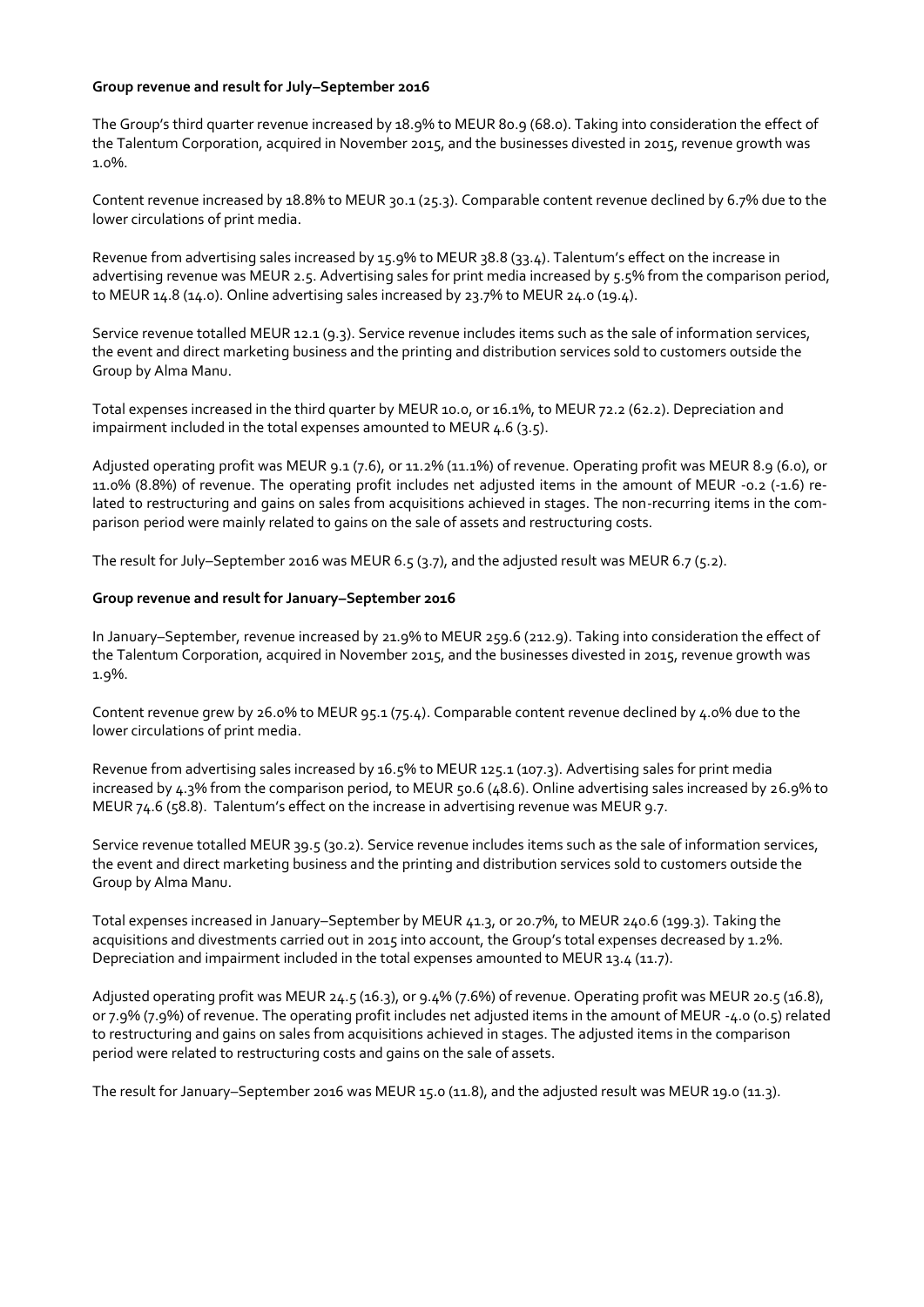**Group revenue and result for July–September 2016**

The Group's third quarter revenue increased by 18.9% to MEUR 80.9 (68.0). Taking into consideration the effect of the Talentum Corporation, acquired in November 2015, and the businesses divested in 2015, revenue growth was 1.0%.

Content revenue increased by 18.8% to MEUR 30.1 (25.3). Comparable content revenue declined by 6.7% due to the lower circulations of print media.

Revenue from advertising sales increased by 15.9% to MEUR 38.8 (33.4). Talentum's effect on the increase in advertising revenue was MEUR 2.5. Advertising sales for print media increased by 5.5% from the comparison period, to MEUR 14.8 (14.0). Online advertising sales increased by 23.7% to MEUR 24.0 (19.4).

Service revenue totalled MEUR 12.1 (9.3). Service revenue includes items such as the sale of information services, the event and direct marketing business and the printing and distribution services sold to customers outside the Group by Alma Manu.

Total expenses increased in the third quarter by MEUR 10.0, or 16.1%, to MEUR 72.2 (62.2). Depreciation and impairment included in the total expenses amounted to MEUR 4.6 (3.5).

Adjusted operating profit was MEUR 9.1 (7.6), or 11.2% (11.1%) of revenue. Operating profit was MEUR 8.9 (6.0), or 11.0% (8.8%) of revenue. The operating profit includes net adjusted items in the amount of MEUR -0.2 (-1.6) related to restructuring and gains on sales from acquisitions achieved in stages. The non-recurring items in the comparison period were mainly related to gains on the sale of assets and restructuring costs.

The result for July–September 2016 was MEUR 6.5 (3.7), and the adjusted result was MEUR 6.7 (5.2).

**Group revenue and result for January–September 2016**

In January–September, revenue increased by 21.9% to MEUR 259.6 (212.9). Taking into consideration the effect of the Talentum Corporation, acquired in November 2015, and the businesses divested in 2015, revenue growth was 1.9%.

Content revenue grew by 26.0% to MEUR 95.1 (75.4). Comparable content revenue declined by 4.0% due to the lower circulations of print media.

Revenue from advertising sales increased by 16.5% to MEUR 125.1 (107.3). Advertising sales for print media increased by 4.3% from the comparison period, to MEUR 50.6 (48.6). Online advertising sales increased by 26.9% to MEUR 74.6 (58.8). Talentum's effect on the increase in advertising revenue was MEUR 9.7.

Service revenue totalled MEUR 39.5 (30.2). Service revenue includes items such as the sale of information services, the event and direct marketing business and the printing and distribution services sold to customers outside the Group by Alma Manu.

Total expenses increased in January–September by MEUR 41.3, or 20.7%, to MEUR 240.6 (199.3). Taking the acquisitions and divestments carried out in 2015 into account, the Group's total expenses decreased by 1.2%. Depreciation and impairment included in the total expenses amounted to MEUR 13.4 (11.7).

Adjusted operating profit was MEUR 24.5 (16.3), or 9.4% (7.6%) of revenue. Operating profit was MEUR 20.5 (16.8), or 7.9% (7.9%) of revenue. The operating profit includes net adjusted items in the amount of MEUR -4.0 (0.5) related to restructuring and gains on sales from acquisitions achieved in stages. The adjusted items in the comparison period were related to restructuring costs and gains on the sale of assets.

The result for January–September 2016 was MEUR 15.0 (11.8), and the adjusted result was MEUR 19.0 (11.3).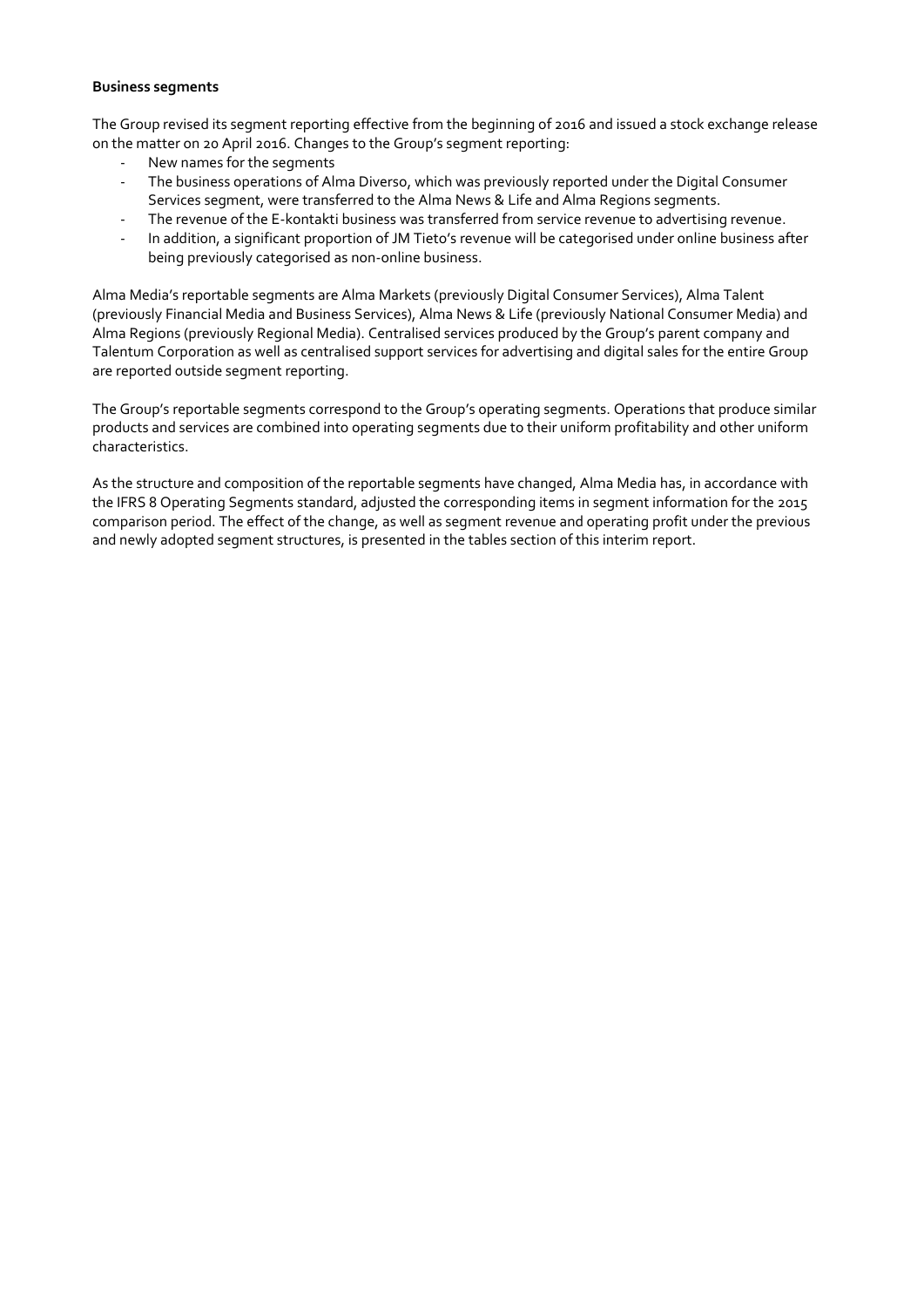**Business segments**

The Group revised its segment reporting effective from the beginning of 2016 and issued a stock exchange release on the matter on 20 April 2016. Changes to the Group's segment reporting:

- New names for the segments
- The business operations of Alma Diverso, which was previously reported under the Digital Consumer Services segment, were transferred to the Alma News & Life and Alma Regions segments.
- The revenue of the E-kontakti business was transferred from service revenue to advertising revenue.
- In addition, a significant proportion of JM Tieto's revenue will be categorised under online business after being previously categorised as non-online business.

Alma Media's reportable segments are Alma Markets (previously Digital Consumer Services), Alma Talent (previously Financial Media and Business Services), Alma News & Life (previously National Consumer Media) and Alma Regions (previously Regional Media). Centralised services produced by the Group's parent company and Talentum Corporation as well as centralised support services for advertising and digital sales for the entire Group are reported outside segment reporting.

The Group's reportable segments correspond to the Group's operating segments. Operations that produce similar products and services are combined into operating segments due to their uniform profitability and other uniform characteristics.

As the structure and composition of the reportable segments have changed, Alma Media has, in accordance with the IFRS 8 Operating Segments standard, adjusted the corresponding items in segment information for the 2015 comparison period. The effect of the change, as well as segment revenue and operating profit under the previous and newly adopted segment structures, is presented in the tables section of this interim report.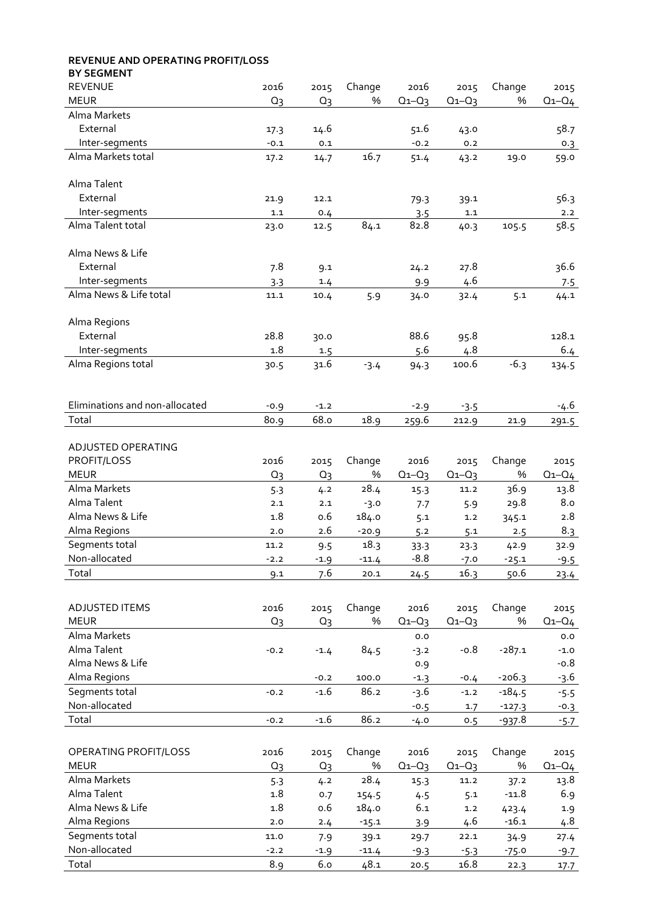**REVENUE AND OPERATING PROFIT/LOSS BY SEGMENT**

| REVENUE MEUR | 2016 Q3 | 2015 Q3 | Change % | 2016 Q1–Q3 | 2015 Q1–Q3 | Change % | 2015 Q1–Q4 |
|---|---|---|---|---|---|---|---|
| Alma Markets | | | | | | | |
| External | 17.3 | 14.6 | | 51.6 | 43.0 | | 58.7 |
| Inter-segments | -0.1 | 0.1 | | -0.2 | 0.2 | | 0.3 |
| Alma Markets total | 17.2 | 14.7 | 16.7 | 51.4 | 43.2 | 19.0 | 59.0 |
| | | | | | | | |
| Alma Talent | | | | | | | |
| External | 21.9 | 12.1 | | 79.3 | 39.1 | | 56.3 |
| Inter-segments | 1.1 | 0.4 | | 3.5 | 1.1 | | 2.2 |
| Alma Talent total | 23.0 | 12.5 | 84.1 | 82.8 | 40.3 | 105.5 | 58.5 |
| | | | | | | | |
| Alma News & Life | | | | | | | |
| External | 7.8 | 9.1 | | 24.2 | 27.8 | | 36.6 |
| Inter-segments | 3.3 | 1.4 | | 9.9 | 4.6 | | 7.5 |
| Alma News & Life total | 11.1 | 10.4 | 5.9 | 34.0 | 32.4 | 5.1 | 44.1 |
| | | | | | | | |
| Alma Regions | | | | | | | |
| External | 28.8 | 30.0 | | 88.6 | 95.8 | | 128.1 |
| Inter-segments | 1.8 | 1.5 | | 5.6 | 4.8 | | 6.4 |
| Alma Regions total | 30.5 | 31.6 | -3.4 | 94.3 | 100.6 | -6.3 | 134.5 |
| | | | | | | | |
| Eliminations and non-allocated | -0.9 | -1.2 | | -2.9 | -3.5 | | -4.6 |
| Total | 80.9 | 68.0 | 18.9 | 259.6 | 212.9 | 21.9 | 291.5 |

| ADJUSTED OPERATING PROFIT/LOSS MEUR | 2016 Q3 | 2015 Q3 | Change % | 2016 Q1–Q3 | 2015 Q1–Q3 | Change % | 2015 Q1–Q4 |
|---|---|---|---|---|---|---|---|
| Alma Markets | 5.3 | 4.2 | 28.4 | 15.3 | 11.2 | 36.9 | 13.8 |
| Alma Talent | 2.1 | 2.1 | -3.0 | 7.7 | 5.9 | 29.8 | 8.0 |
| Alma News & Life | 1.8 | 0.6 | 184.0 | 5.1 | 1.2 | 345.1 | 2.8 |
| Alma Regions | 2.0 | 2.6 | -20.9 | 5.2 | 5.1 | 2.5 | 8.3 |
| Segments total | 11.2 | 9.5 | 18.3 | 33.3 | 23.3 | 42.9 | 32.9 |
| Non-allocated | -2.2 | -1.9 | -11.4 | -8.8 | -7.0 | -25.1 | -9.5 |
| Total | 9.1 | 7.6 | 20.1 | 24.5 | 16.3 | 50.6 | 23.4 |

| ADJUSTED ITEMS MEUR | 2016 Q3 | 2015 Q3 | Change % | 2016 Q1–Q3 | 2015 Q1–Q3 | Change % | 2015 Q1–Q4 |
|---|---|---|---|---|---|---|---|
| Alma Markets | | | | 0.0 | | | 0.0 |
| Alma Talent | -0.2 | -1.4 | 84.5 | -3.2 | -0.8 | -287.1 | -1.0 |
| Alma News & Life | | | | 0.9 | | | -0.8 |
| Alma Regions | | -0.2 | 100.0 | -1.3 | -0.4 | -206.3 | -3.6 |
| Segments total | -0.2 | -1.6 | 86.2 | -3.6 | -1.2 | -184.5 | -5.5 |
| Non-allocated | | | | -0.5 | 1.7 | -127.3 | -0.3 |
| Total | -0.2 | -1.6 | 86.2 | -4.0 | 0.5 | -937.8 | -5.7 |

| OPERATING PROFIT/LOSS MEUR | 2016 Q3 | 2015 Q3 | Change % | 2016 Q1–Q3 | 2015 Q1–Q3 | Change % | 2015 Q1–Q4 |
|---|---|---|---|---|---|---|---|
| Alma Markets | 5.3 | 4.2 | 28.4 | 15.3 | 11.2 | 37.2 | 13.8 |
| Alma Talent | 1.8 | 0.7 | 154.5 | 4.5 | 5.1 | -11.8 | 6.9 |
| Alma News & Life | 1.8 | 0.6 | 184.0 | 6.1 | 1.2 | 423.4 | 1.9 |
| Alma Regions | 2.0 | 2.4 | -15.1 | 3.9 | 4.6 | -16.1 | 4.8 |
| Segments total | 11.0 | 7.9 | 39.1 | 29.7 | 22.1 | 34.9 | 27.4 |
| Non-allocated | -2.2 | -1.9 | -11.4 | -9.3 | -5.3 | -75.0 | -9.7 |
| Total | 8.9 | 6.0 | 48.1 | 20.5 | 16.8 | 22.3 | 17.7 |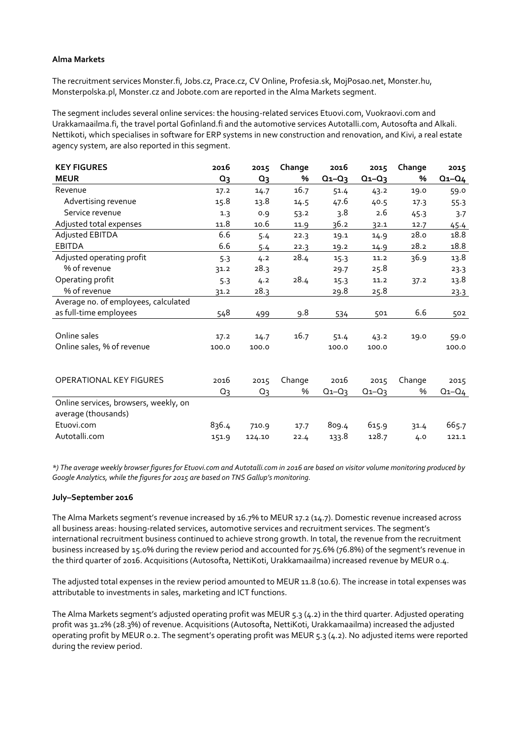**Alma Markets**

The recruitment services Monster.fi, Jobs.cz, Prace.cz, CV Online, Profesia.sk, MojPosao.net, Monster.hu, Monsterpolska.pl, Monster.cz and Jobote.com are reported in the Alma Markets segment.

The segment includes several online services: the housing-related services Etuovi.com, Vuokraovi.com and Urakkamaailma.fi, the travel portal Gofinland.fi and the automotive services Autotalli.com, Autosofta and Alkali. Nettikoti, which specialises in software for ERP systems in new construction and renovation, and Kivi, a real estate agency system, are also reported in this segment.

| **KEY FIGURES** | **2016** | **2015** | **Change** | **2016** | **2015** | **Change** | **2015** |
|---|---|---|---|---|---|---|---|
| **MEUR** | **Q3** | **Q3** | **%** | **Q1–Q3** | **Q1–Q3** | **%** | **Q1–Q4** |
| Revenue | 17.2 | 14.7 | 16.7 | 51.4 | 43.2 | 19.0 | 59.0 |
| Advertising revenue | 15.8 | 13.8 | 14.5 | 47.6 | 40.5 | 17.3 | 55.3 |
| Service revenue | 1.3 | 0.9 | 53.2 | 3.8 | 2.6 | 45.3 | 3.7 |
| Adjusted total expenses | 11.8 | 10.6 | 11.9 | 36.2 | 32.1 | 12.7 | 45.4 |
| Adjusted EBITDA | 6.6 | 5.4 | 22.3 | 19.1 | 14.9 | 28.0 | 18.8 |
| EBITDA | 6.6 | 5.4 | 22.3 | 19.2 | 14.9 | 28.2 | 18.8 |
| Adjusted operating profit | 5.3 | 4.2 | 28.4 | 15.3 | 11.2 | 36.9 | 13.8 |
| % of revenue | 31.2 | 28.3 | | 29.7 | 25.8 | | 23.3 |
| Operating profit | 5.3 | 4.2 | 28.4 | 15.3 | 11.2 | 37.2 | 13.8 |
| % of revenue | 31.2 | 28.3 | | 29.8 | 25.8 | | 23.3 |
| Average no. of employees, calculated as full-time employees | 548 | 499 | 9.8 | 534 | 501 | 6.6 | 502 |
| Online sales | 17.2 | 14.7 | 16.7 | 51.4 | 43.2 | 19.0 | 59.0 |
| Online sales, % of revenue | 100.0 | 100.0 | | 100.0 | 100.0 | | 100.0 |

| OPERATIONAL KEY FIGURES | 2016 | 2015 | Change | 2016 | 2015 | Change | 2015 |
|---|---|---|---|---|---|---|---|
| | Q3 | Q3 | % | Q1–Q3 | Q1–Q3 | % | Q1–Q4 |
| Online services, browsers, weekly, on average (thousands) | | | | | | | |
| Etuovi.com | 836.4 | 710.9 | 17.7 | 809.4 | 615.9 | 31.4 | 665.7 |
| Autotalli.com | 151.9 | 124.10 | 22.4 | 133.8 | 128.7 | 4.0 | 121.1 |

*\*) The average weekly browser figures for Etuovi.com and Autotalli.com in 2016 are based on visitor volume monitoring produced by Google Analytics, while the figures for 2015 are based on TNS Gallup's monitoring.*

**July–September 2016**

The Alma Markets segment's revenue increased by 16.7% to MEUR 17.2 (14.7). Domestic revenue increased across all business areas: housing-related services, automotive services and recruitment services. The segment's international recruitment business continued to achieve strong growth. In total, the revenue from the recruitment business increased by 15.0% during the review period and accounted for 75.6% (76.8%) of the segment's revenue in the third quarter of 2016. Acquisitions (Autosofta, NettiKoti, Urakkamaailma) increased revenue by MEUR 0.4.

The adjusted total expenses in the review period amounted to MEUR 11.8 (10.6). The increase in total expenses was attributable to investments in sales, marketing and ICT functions.

The Alma Markets segment's adjusted operating profit was MEUR 5.3 (4.2) in the third quarter. Adjusted operating profit was 31.2% (28.3%) of revenue. Acquisitions (Autosofta, NettiKoti, Urakkamaailma) increased the adjusted operating profit by MEUR 0.2. The segment's operating profit was MEUR 5.3 (4.2). No adjusted items were reported during the review period.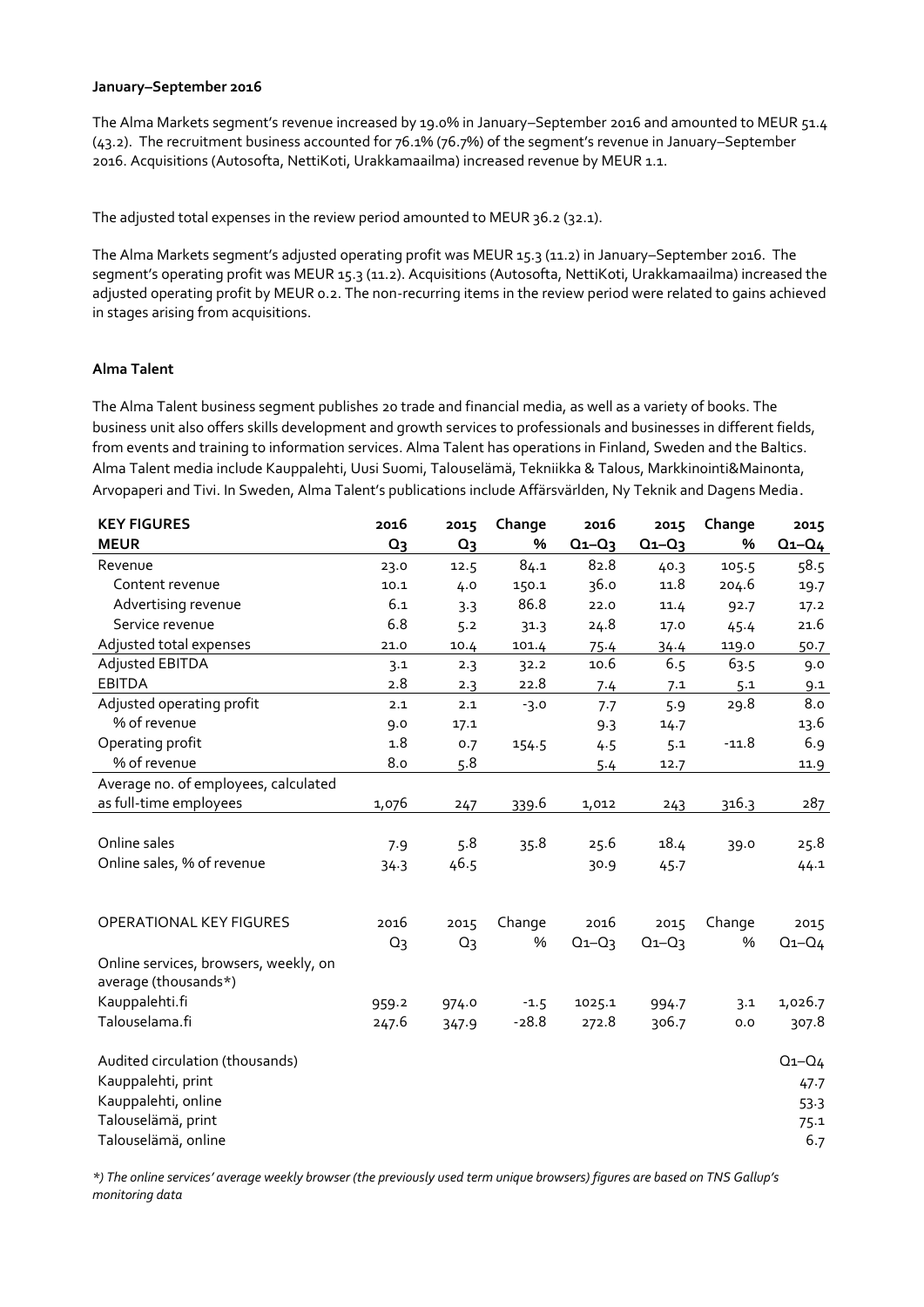**January–September 2016**

The Alma Markets segment's revenue increased by 19.0% in January–September 2016 and amounted to MEUR 51.4 (43.2). The recruitment business accounted for 76.1% (76.7%) of the segment's revenue in January–September 2016. Acquisitions (Autosofta, NettiKoti, Urakkamaailma) increased revenue by MEUR 1.1.

The adjusted total expenses in the review period amounted to MEUR 36.2 (32.1).

The Alma Markets segment's adjusted operating profit was MEUR 15.3 (11.2) in January–September 2016. The segment's operating profit was MEUR 15.3 (11.2). Acquisitions (Autosofta, NettiKoti, Urakkamaailma) increased the adjusted operating profit by MEUR 0.2. The non-recurring items in the review period were related to gains achieved in stages arising from acquisitions.

**Alma Talent**

The Alma Talent business segment publishes 20 trade and financial media, as well as a variety of books. The business unit also offers skills development and growth services to professionals and businesses in different fields, from events and training to information services. Alma Talent has operations in Finland, Sweden and the Baltics. Alma Talent media include Kauppalehti, Uusi Suomi, Talouselämä, Tekniikka & Talous, Markkinointi&Mainonta, Arvopaperi and Tivi. In Sweden, Alma Talent's publications include Affärsvärlden, Ny Teknik and Dagens Media.

| KEY FIGURES<br>MEUR | 2016<br>Q3 | 2015<br>Q3 | Change<br>% | 2016<br>Q1–Q3 | 2015<br>Q1–Q3 | Change<br>% | 2015<br>Q1–Q4 |
|---|---|---|---|---|---|---|---|
| Revenue | 23.0 | 12.5 | 84.1 | 82.8 | 40.3 | 105.5 | 58.5 |
| Content revenue | 10.1 | 4.0 | 150.1 | 36.0 | 11.8 | 204.6 | 19.7 |
| Advertising revenue | 6.1 | 3.3 | 86.8 | 22.0 | 11.4 | 92.7 | 17.2 |
| Service revenue | 6.8 | 5.2 | 31.3 | 24.8 | 17.0 | 45.4 | 21.6 |
| Adjusted total expenses | 21.0 | 10.4 | 101.4 | 75.4 | 34.4 | 119.0 | 50.7 |
| Adjusted EBITDA | 3.1 | 2.3 | 32.2 | 10.6 | 6.5 | 63.5 | 9.0 |
| EBITDA | 2.8 | 2.3 | 22.8 | 7.4 | 7.1 | 5.1 | 9.1 |
| Adjusted operating profit | 2.1 | 2.1 | -3.0 | 7.7 | 5.9 | 29.8 | 8.0 |
| % of revenue | 9.0 | 17.1 | | 9.3 | 14.7 | | 13.6 |
| Operating profit | 1.8 | 0.7 | 154.5 | 4.5 | 5.1 | -11.8 | 6.9 |
| % of revenue | 8.0 | 5.8 | | 5.4 | 12.7 | | 11.9 |
| Average no. of employees, calculated as full-time employees | 1,076 | 247 | 339.6 | 1,012 | 243 | 316.3 | 287 |
| | | | | | | | |
| Online sales | 7.9 | 5.8 | 35.8 | 25.6 | 18.4 | 39.0 | 25.8 |
| Online sales, % of revenue | 34.3 | 46.5 | | 30.9 | 45.7 | | 44.1 |

| OPERATIONAL KEY FIGURES | 2016<br>Q3 | 2015<br>Q3 | Change<br>% | 2016<br>Q1–Q3 | 2015<br>Q1–Q3 | Change<br>% | 2015<br>Q1–Q4 |
|---|---|---|---|---|---|---|---|
| Online services, browsers, weekly, on average (thousands*) | | | | | | | |
| Kauppalehti.fi | 959.2 | 974.0 | -1.5 | 1025.1 | 994.7 | 3.1 | 1,026.7 |
| Talouselama.fi | 247.6 | 347.9 | -28.8 | 272.8 | 306.7 | 0.0 | 307.8 |
| | | | | | | | |
| Audited circulation (thousands) | | | | | | | Q1–Q4 |
| Kauppalehti, print | | | | | | | 47.7 |
| Kauppalehti, online | | | | | | | 53.3 |
| Talouselämä, print | | | | | | | 75.1 |
| Talouselämä, online | | | | | | | 6.7 |

*\*) The online services' average weekly browser (the previously used term unique browsers) figures are based on TNS Gallup's monitoring data*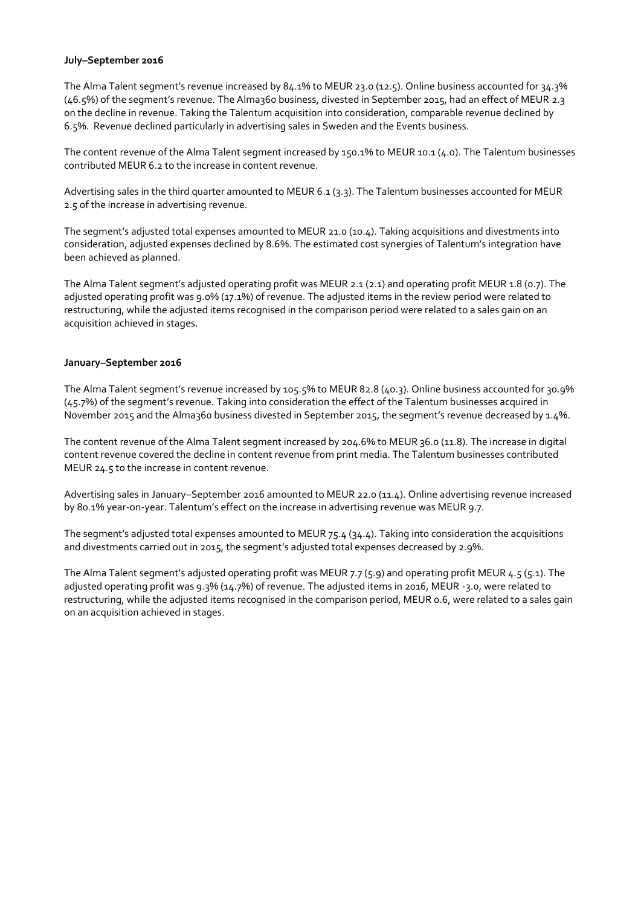**July–September 2016**

The Alma Talent segment's revenue increased by 84.1% to MEUR 23.0 (12.5). Online business accounted for 34.3% (46.5%) of the segment's revenue. The Alma360 business, divested in September 2015, had an effect of MEUR 2.3 on the decline in revenue. Taking the Talentum acquisition into consideration, comparable revenue declined by 6.5%. Revenue declined particularly in advertising sales in Sweden and the Events business.

The content revenue of the Alma Talent segment increased by 150.1% to MEUR 10.1 (4.0). The Talentum businesses contributed MEUR 6.2 to the increase in content revenue.

Advertising sales in the third quarter amounted to MEUR 6.1 (3.3). The Talentum businesses accounted for MEUR 2.5 of the increase in advertising revenue.

The segment's adjusted total expenses amounted to MEUR 21.0 (10.4). Taking acquisitions and divestments into consideration, adjusted expenses declined by 8.6%. The estimated cost synergies of Talentum's integration have been achieved as planned.

The Alma Talent segment's adjusted operating profit was MEUR 2.1 (2.1) and operating profit MEUR 1.8 (0.7). The adjusted operating profit was 9.0% (17.1%) of revenue. The adjusted items in the review period were related to restructuring, while the adjusted items recognised in the comparison period were related to a sales gain on an acquisition achieved in stages.

**January–September 2016**

The Alma Talent segment's revenue increased by 105.5% to MEUR 82.8 (40.3). Online business accounted for 30.9% (45.7%) of the segment's revenue. Taking into consideration the effect of the Talentum businesses acquired in November 2015 and the Alma360 business divested in September 2015, the segment's revenue decreased by 1.4%.

The content revenue of the Alma Talent segment increased by 204.6% to MEUR 36.0 (11.8). The increase in digital content revenue covered the decline in content revenue from print media. The Talentum businesses contributed MEUR 24.5 to the increase in content revenue.

Advertising sales in January–September 2016 amounted to MEUR 22.0 (11.4). Online advertising revenue increased by 80.1% year-on-year. Talentum's effect on the increase in advertising revenue was MEUR 9.7.

The segment's adjusted total expenses amounted to MEUR 75.4 (34.4). Taking into consideration the acquisitions and divestments carried out in 2015, the segment's adjusted total expenses decreased by 2.9%.

The Alma Talent segment's adjusted operating profit was MEUR 7.7 (5.9) and operating profit MEUR 4.5 (5.1). The adjusted operating profit was 9.3% (14.7%) of revenue. The adjusted items in 2016, MEUR -3.0, were related to restructuring, while the adjusted items recognised in the comparison period, MEUR 0.6, were related to a sales gain on an acquisition achieved in stages.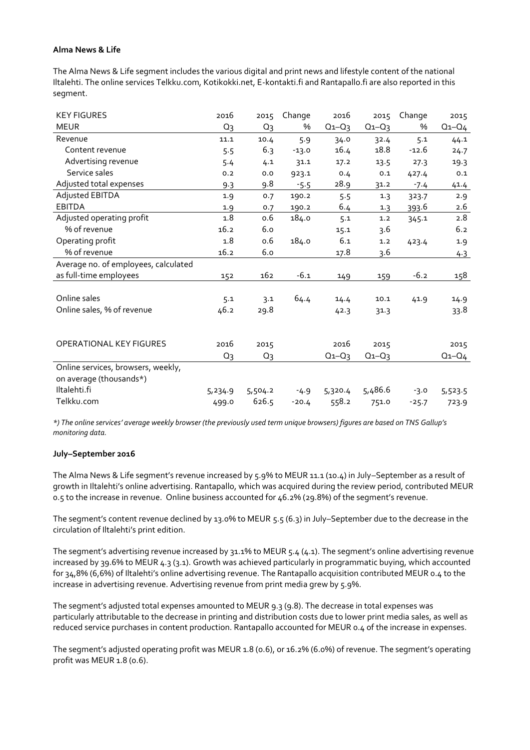**Alma News & Life**

The Alma News & Life segment includes the various digital and print news and lifestyle content of the national Iltalehti. The online services Telkku.com, Kotikokki.net, E-kontakti.fi and Rantapallo.fi are also reported in this segment.

| KEY FIGURES | 2016 | 2015 | Change | 2016 | 2015 | Change | 2015 |
|---|---|---|---|---|---|---|---|
| MEUR | Q3 | Q3 | % | Q1–Q3 | Q1–Q3 | % | Q1–Q4 |
| Revenue | 11.1 | 10.4 | 5.9 | 34.0 | 32.4 | 5.1 | 44.1 |
| Content revenue | 5.5 | 6.3 | -13.0 | 16.4 | 18.8 | -12.6 | 24.7 |
| Advertising revenue | 5.4 | 4.1 | 31.1 | 17.2 | 13.5 | 27.3 | 19.3 |
| Service sales | 0.2 | 0.0 | 923.1 | 0.4 | 0.1 | 427.4 | 0.1 |
| Adjusted total expenses | 9.3 | 9.8 | -5.5 | 28.9 | 31.2 | -7.4 | 41.4 |
| Adjusted EBITDA | 1.9 | 0.7 | 190.2 | 5.5 | 1.3 | 323.7 | 2.9 |
| EBITDA | 1.9 | 0.7 | 190.2 | 6.4 | 1.3 | 393.6 | 2.6 |
| Adjusted operating profit | 1.8 | 0.6 | 184.0 | 5.1 | 1.2 | 345.1 | 2.8 |
| % of revenue | 16.2 | 6.0 | | 15.1 | 3.6 | | 6.2 |
| Operating profit | 1.8 | 0.6 | 184.0 | 6.1 | 1.2 | 423.4 | 1.9 |
| % of revenue | 16.2 | 6.0 | | 17.8 | 3.6 | | 4.3 |
| Average no. of employees, calculated as full-time employees | 152 | 162 | -6.1 | 149 | 159 | -6.2 | 158 |
| Online sales | 5.1 | 3.1 | 64.4 | 14.4 | 10.1 | 41.9 | 14.9 |
| Online sales, % of revenue | 46.2 | 29.8 | | 42.3 | 31.3 | | 33.8 |

| OPERATIONAL KEY FIGURES | 2016 | 2015 | | 2016 | 2015 | | 2015 |
|---|---|---|---|---|---|---|---|
| | Q3 | Q3 | | Q1–Q3 | Q1–Q3 | | Q1–Q4 |
| Online services, browsers, weekly, on average (thousands*) | | | | | | | |
| Iltalehti.fi | 5,234.9 | 5,504.2 | -4.9 | 5,320.4 | 5,486.6 | -3.0 | 5,523.5 |
| Telkku.com | 499.0 | 626.5 | -20.4 | 558.2 | 751.0 | -25.7 | 723.9 |

*\*) The online services' average weekly browser (the previously used term unique browsers) figures are based on TNS Gallup's monitoring data.*

**July–September 2016**

The Alma News & Life segment's revenue increased by 5.9% to MEUR 11.1 (10.4) in July–September as a result of growth in Iltalehti's online advertising. Rantapallo, which was acquired during the review period, contributed MEUR 0.5 to the increase in revenue. Online business accounted for 46.2% (29.8%) of the segment's revenue.

The segment's content revenue declined by 13.0% to MEUR 5.5 (6.3) in July–September due to the decrease in the circulation of Iltalehti's print edition.

The segment's advertising revenue increased by 31.1% to MEUR 5.4 (4.1). The segment's online advertising revenue increased by 39.6% to MEUR 4.3 (3.1). Growth was achieved particularly in programmatic buying, which accounted for 34,8% (6,6%) of Iltalehti's online advertising revenue. The Rantapallo acquisition contributed MEUR 0.4 to the increase in advertising revenue. Advertising revenue from print media grew by 5.9%.

The segment's adjusted total expenses amounted to MEUR 9.3 (9.8). The decrease in total expenses was particularly attributable to the decrease in printing and distribution costs due to lower print media sales, as well as reduced service purchases in content production. Rantapallo accounted for MEUR 0.4 of the increase in expenses.

The segment's adjusted operating profit was MEUR 1.8 (0.6), or 16.2% (6.0%) of revenue. The segment's operating profit was MEUR 1.8 (0.6).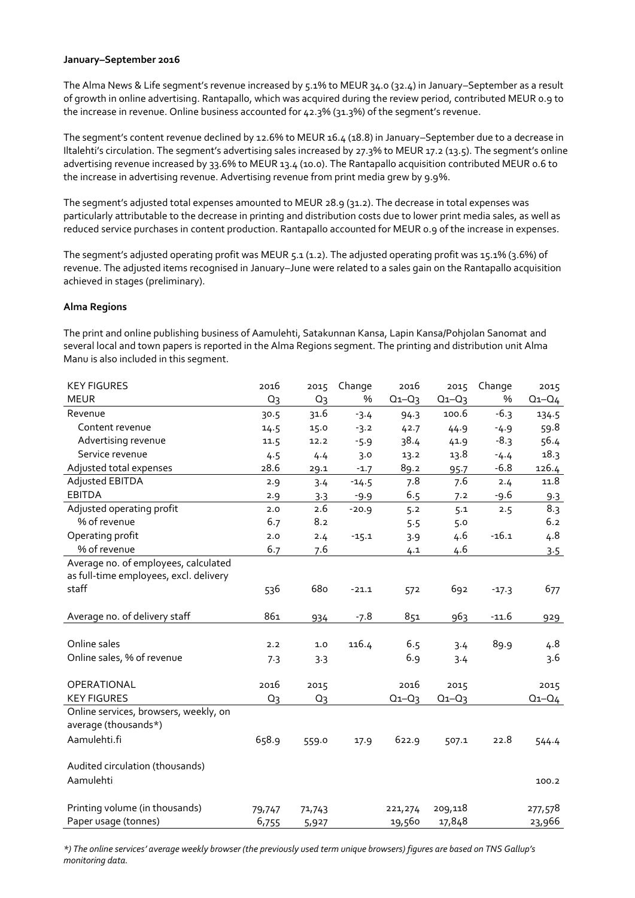**January–September 2016**

The Alma News & Life segment's revenue increased by 5.1% to MEUR 34.0 (32.4) in January–September as a result of growth in online advertising. Rantapallo, which was acquired during the review period, contributed MEUR 0.9 to the increase in revenue. Online business accounted for 42.3% (31.3%) of the segment's revenue.

The segment's content revenue declined by 12.6% to MEUR 16.4 (18.8) in January–September due to a decrease in Iltalehti's circulation. The segment's advertising sales increased by 27.3% to MEUR 17.2 (13.5). The segment's online advertising revenue increased by 33.6% to MEUR 13.4 (10.0). The Rantapallo acquisition contributed MEUR 0.6 to the increase in advertising revenue. Advertising revenue from print media grew by 9.9%.

The segment's adjusted total expenses amounted to MEUR 28.9 (31.2). The decrease in total expenses was particularly attributable to the decrease in printing and distribution costs due to lower print media sales, as well as reduced service purchases in content production. Rantapallo accounted for MEUR 0.9 of the increase in expenses.

The segment's adjusted operating profit was MEUR 5.1 (1.2). The adjusted operating profit was 15.1% (3.6%) of revenue. The adjusted items recognised in January–June were related to a sales gain on the Rantapallo acquisition achieved in stages (preliminary).

**Alma Regions**

The print and online publishing business of Aamulehti, Satakunnan Kansa, Lapin Kansa/Pohjolan Sanomat and several local and town papers is reported in the Alma Regions segment. The printing and distribution unit Alma Manu is also included in this segment.

| KEY FIGURES MEUR | 2016 Q3 | 2015 Q3 | Change % | 2016 Q1–Q3 | 2015 Q1–Q3 | Change % | 2015 Q1–Q4 |
|---|---|---|---|---|---|---|---|
| Revenue | 30.5 | 31.6 | -3.4 | 94.3 | 100.6 | -6.3 | 134.5 |
| Content revenue | 14.5 | 15.0 | -3.2 | 42.7 | 44.9 | -4.9 | 59.8 |
| Advertising revenue | 11.5 | 12.2 | -5.9 | 38.4 | 41.9 | -8.3 | 56.4 |
| Service revenue | 4.5 | 4.4 | 3.0 | 13.2 | 13.8 | -4.4 | 18.3 |
| Adjusted total expenses | 28.6 | 29.1 | -1.7 | 89.2 | 95.7 | -6.8 | 126.4 |
| Adjusted EBITDA | 2.9 | 3.4 | -14.5 | 7.8 | 7.6 | 2.4 | 11.8 |
| EBITDA | 2.9 | 3.3 | -9.9 | 6.5 | 7.2 | -9.6 | 9.3 |
| Adjusted operating profit | 2.0 | 2.6 | -20.9 | 5.2 | 5.1 | 2.5 | 8.3 |
| % of revenue | 6.7 | 8.2 | | 5.5 | 5.0 | | 6.2 |
| Operating profit | 2.0 | 2.4 | -15.1 | 3.9 | 4.6 | -16.1 | 4.8 |
| % of revenue | 6.7 | 7.6 | | 4.1 | 4.6 | | 3.5 |
| Average no. of employees, calculated as full-time employees, excl. delivery staff | 536 | 680 | -21.1 | 572 | 692 | -17.3 | 677 |
| Average no. of delivery staff | 861 | 934 | -7.8 | 851 | 963 | -11.6 | 929 |
| Online sales | 2.2 | 1.0 | 116.4 | 6.5 | 3.4 | 89.9 | 4.8 |
| Online sales, % of revenue | 7.3 | 3.3 | | 6.9 | 3.4 | | 3.6 |

| OPERATIONAL KEY FIGURES | 2016 Q3 | 2015 Q3 | | 2016 Q1–Q3 | 2015 Q1–Q3 | | 2015 Q1–Q4 |
|---|---|---|---|---|---|---|---|
| Online services, browsers, weekly, on average (thousands*) | | | | | | | |
| Aamulehti.fi | 658.9 | 559.0 | 17.9 | 622.9 | 507.1 | 22.8 | 544.4 |
| Audited circulation (thousands) | | | | | | | |
| Aamulehti | | | | | | | 100.2 |
| Printing volume (in thousands) | 79,747 | 71,743 | | 221,274 | 209,118 | | 277,578 |
| Paper usage (tonnes) | 6,755 | 5,927 | | 19,560 | 17,848 | | 23,966 |

*\*) The online services' average weekly browser (the previously used term unique browsers) figures are based on TNS Gallup's monitoring data.*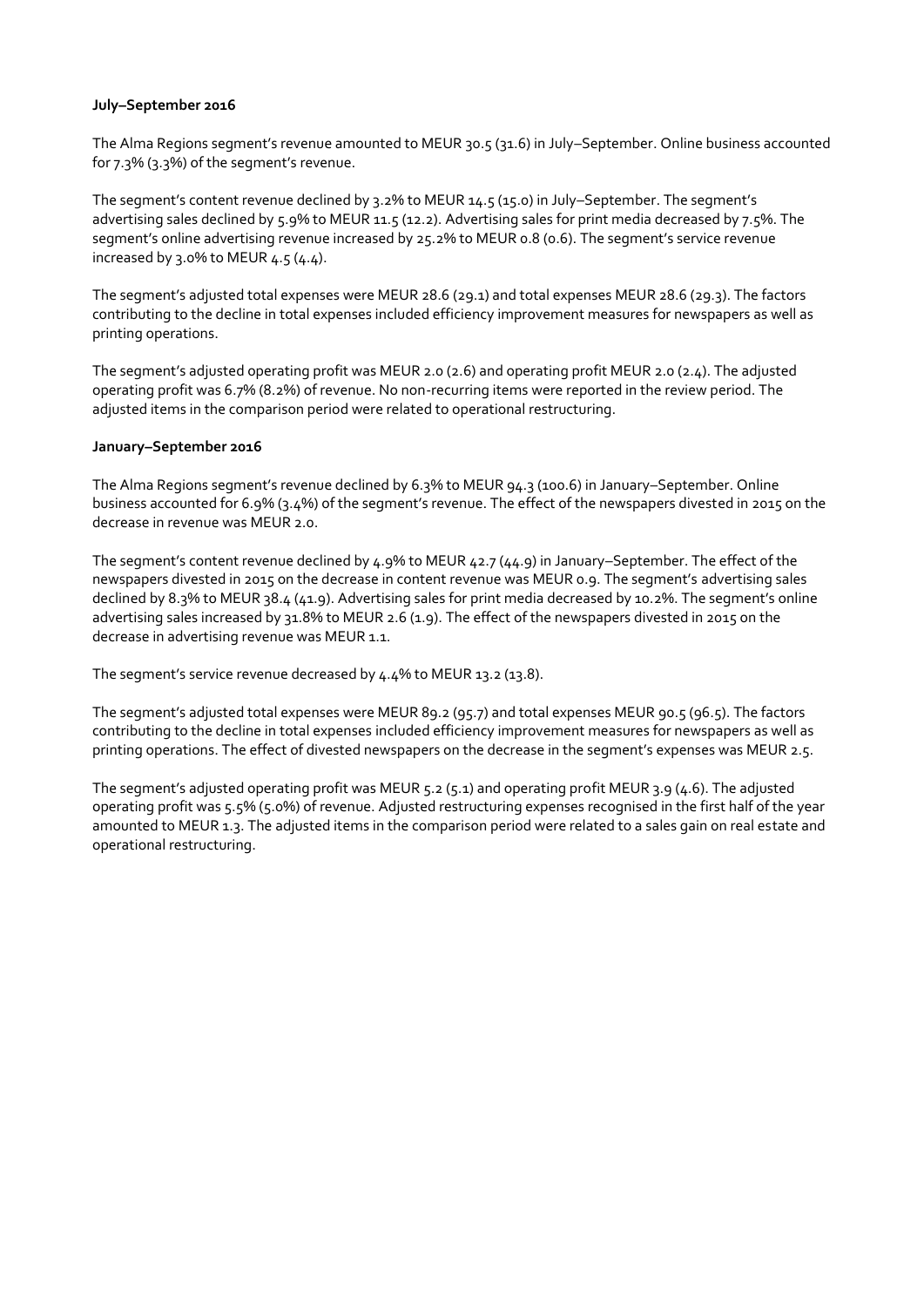**July–September 2016**

The Alma Regions segment's revenue amounted to MEUR 30.5 (31.6) in July–September. Online business accounted for 7.3% (3.3%) of the segment's revenue.

The segment's content revenue declined by 3.2% to MEUR 14.5 (15.0) in July–September. The segment's advertising sales declined by 5.9% to MEUR 11.5 (12.2). Advertising sales for print media decreased by 7.5%. The segment's online advertising revenue increased by 25.2% to MEUR 0.8 (0.6). The segment's service revenue increased by 3.0% to MEUR 4.5 (4.4).

The segment's adjusted total expenses were MEUR 28.6 (29.1) and total expenses MEUR 28.6 (29.3). The factors contributing to the decline in total expenses included efficiency improvement measures for newspapers as well as printing operations.

The segment's adjusted operating profit was MEUR 2.0 (2.6) and operating profit MEUR 2.0 (2.4). The adjusted operating profit was 6.7% (8.2%) of revenue. No non-recurring items were reported in the review period. The adjusted items in the comparison period were related to operational restructuring.

**January–September 2016**

The Alma Regions segment's revenue declined by 6.3% to MEUR 94.3 (100.6) in January–September. Online business accounted for 6.9% (3.4%) of the segment's revenue. The effect of the newspapers divested in 2015 on the decrease in revenue was MEUR 2.0.

The segment's content revenue declined by 4.9% to MEUR 42.7 (44.9) in January–September. The effect of the newspapers divested in 2015 on the decrease in content revenue was MEUR 0.9. The segment's advertising sales declined by 8.3% to MEUR 38.4 (41.9). Advertising sales for print media decreased by 10.2%. The segment's online advertising sales increased by 31.8% to MEUR 2.6 (1.9). The effect of the newspapers divested in 2015 on the decrease in advertising revenue was MEUR 1.1.

The segment's service revenue decreased by 4.4% to MEUR 13.2 (13.8).

The segment's adjusted total expenses were MEUR 89.2 (95.7) and total expenses MEUR 90.5 (96.5). The factors contributing to the decline in total expenses included efficiency improvement measures for newspapers as well as printing operations. The effect of divested newspapers on the decrease in the segment's expenses was MEUR 2.5.

The segment's adjusted operating profit was MEUR 5.2 (5.1) and operating profit MEUR 3.9 (4.6). The adjusted operating profit was 5.5% (5.0%) of revenue. Adjusted restructuring expenses recognised in the first half of the year amounted to MEUR 1.3. The adjusted items in the comparison period were related to a sales gain on real estate and operational restructuring.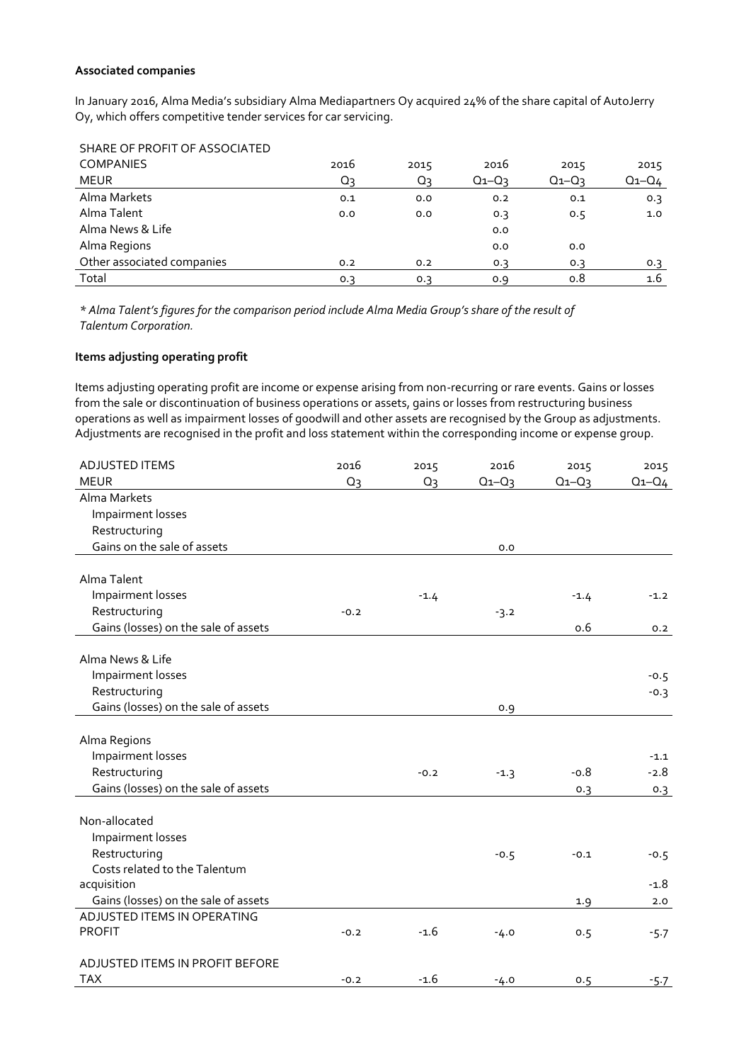**Associated companies**

In January 2016, Alma Media's subsidiary Alma Mediapartners Oy acquired 24% of the share capital of AutoJerry Oy, which offers competitive tender services for car servicing.

| SHARE OF PROFIT OF ASSOCIATED COMPANIES<br>MEUR | 2016<br>Q3 | 2015<br>Q3 | 2016<br>Q1–Q3 | 2015<br>Q1–Q3 | 2015<br>Q1–Q4 |
|---|---|---|---|---|---|
| Alma Markets | 0.1 | 0.0 | 0.2 | 0.1 | 0.3 |
| Alma Talent | 0.0 | 0.0 | 0.3 | 0.5 | 1.0 |
| Alma News & Life | | | 0.0 | | |
| Alma Regions | | | 0.0 | 0.0 | |
| Other associated companies | 0.2 | 0.2 | 0.3 | 0.3 | 0.3 |
| Total | 0.3 | 0.3 | 0.9 | 0.8 | 1.6 |

*\* Alma Talent's figures for the comparison period include Alma Media Group's share of the result of Talentum Corporation.*

**Items adjusting operating profit**

Items adjusting operating profit are income or expense arising from non-recurring or rare events. Gains or losses from the sale or discontinuation of business operations or assets, gains or losses from restructuring business operations as well as impairment losses of goodwill and other assets are recognised by the Group as adjustments. Adjustments are recognised in the profit and loss statement within the corresponding income or expense group.

| ADJUSTED ITEMS<br>MEUR | 2016<br>Q3 | 2015<br>Q3 | 2016<br>Q1–Q3 | 2015<br>Q1–Q3 | 2015<br>Q1–Q4 |
|---|---|---|---|---|---|
| Alma Markets | | | | | |
| Impairment losses | | | | | |
| Restructuring | | | | | |
| Gains on the sale of assets | | | 0.0 | | |
| | | | | | |
| Alma Talent | | | | | |
| Impairment losses | | -1.4 | | -1.4 | -1.2 |
| Restructuring | -0.2 | | -3.2 | | |
| Gains (losses) on the sale of assets | | | | 0.6 | 0.2 |
| | | | | | |
| Alma News & Life | | | | | |
| Impairment losses | | | | | -0.5 |
| Restructuring | | | | | -0.3 |
| Gains (losses) on the sale of assets | | | 0.9 | | |
| | | | | | |
| Alma Regions | | | | | |
| Impairment losses | | | | | -1.1 |
| Restructuring | | -0.2 | -1.3 | -0.8 | -2.8 |
| Gains (losses) on the sale of assets | | | | 0.3 | 0.3 |
| | | | | | |
| Non-allocated | | | | | |
| Impairment losses | | | | | |
| Restructuring | | | -0.5 | -0.1 | -0.5 |
| Costs related to the Talentum acquisition | | | | | -1.8 |
| Gains (losses) on the sale of assets | | | | 1.9 | 2.0 |
| ADJUSTED ITEMS IN OPERATING PROFIT | -0.2 | -1.6 | -4.0 | 0.5 | -5.7 |
| | | | | | |
| ADJUSTED ITEMS IN PROFIT BEFORE TAX | -0.2 | -1.6 | -4.0 | 0.5 | -5.7 |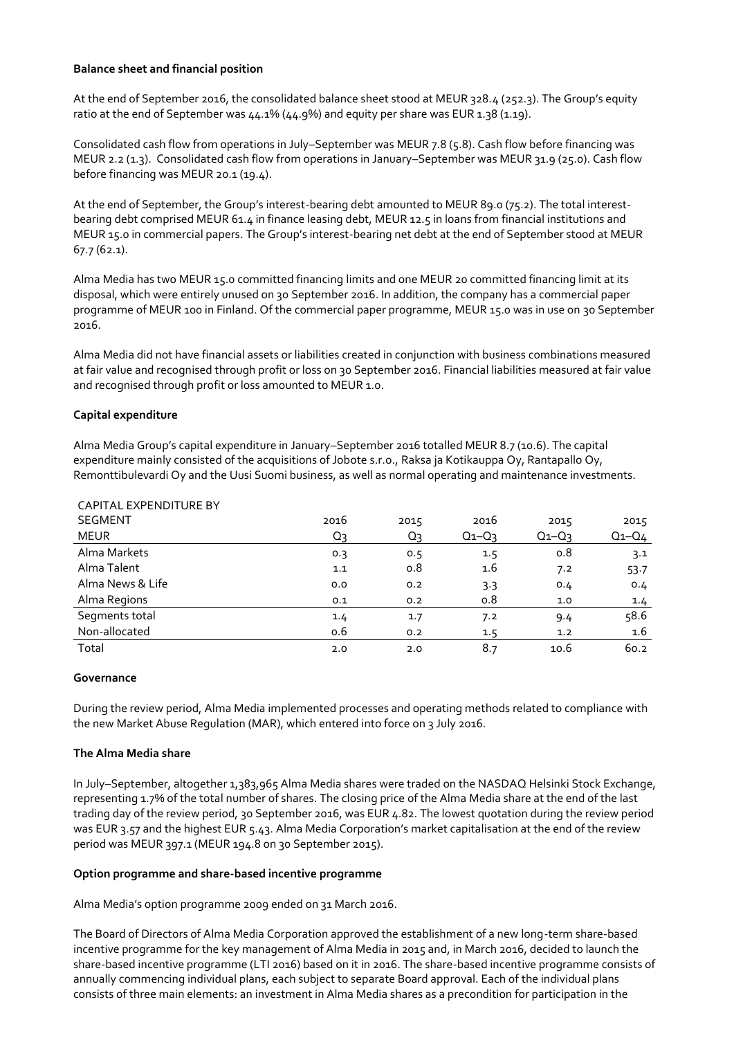**Balance sheet and financial position**

At the end of September 2016, the consolidated balance sheet stood at MEUR 328.4 (252.3). The Group's equity ratio at the end of September was 44.1% (44.9%) and equity per share was EUR 1.38 (1.19).

Consolidated cash flow from operations in July–September was MEUR 7.8 (5.8). Cash flow before financing was MEUR 2.2 (1.3). Consolidated cash flow from operations in January–September was MEUR 31.9 (25.0). Cash flow before financing was MEUR 20.1 (19.4).

At the end of September, the Group's interest-bearing debt amounted to MEUR 89.0 (75.2). The total interest-bearing debt comprised MEUR 61.4 in finance leasing debt, MEUR 12.5 in loans from financial institutions and MEUR 15.0 in commercial papers. The Group's interest-bearing net debt at the end of September stood at MEUR 67.7 (62.1).

Alma Media has two MEUR 15.0 committed financing limits and one MEUR 20 committed financing limit at its disposal, which were entirely unused on 30 September 2016. In addition, the company has a commercial paper programme of MEUR 100 in Finland. Of the commercial paper programme, MEUR 15.0 was in use on 30 September 2016.

Alma Media did not have financial assets or liabilities created in conjunction with business combinations measured at fair value and recognised through profit or loss on 30 September 2016. Financial liabilities measured at fair value and recognised through profit or loss amounted to MEUR 1.0.

**Capital expenditure**

Alma Media Group's capital expenditure in January–September 2016 totalled MEUR 8.7 (10.6). The capital expenditure mainly consisted of the acquisitions of Jobote s.r.o., Raksa ja Kotikauppa Oy, Rantapallo Oy, Remonttibulevardi Oy and the Uusi Suomi business, as well as normal operating and maintenance investments.

| CAPITAL EXPENDITURE BY SEGMENT<br>MEUR | 2016<br>Q3 | 2015<br>Q3 | 2016<br>Q1–Q3 | 2015<br>Q1–Q3 | 2015<br>Q1–Q4 |
|---|---|---|---|---|---|
| Alma Markets | 0.3 | 0.5 | 1.5 | 0.8 | 3.1 |
| Alma Talent | 1.1 | 0.8 | 1.6 | 7.2 | 53.7 |
| Alma News & Life | 0.0 | 0.2 | 3.3 | 0.4 | 0.4 |
| Alma Regions | 0.1 | 0.2 | 0.8 | 1.0 | 1.4 |
| Segments total | 1.4 | 1.7 | 7.2 | 9.4 | 58.6 |
| Non-allocated | 0.6 | 0.2 | 1.5 | 1.2 | 1.6 |
| Total | 2.0 | 2.0 | 8.7 | 10.6 | 60.2 |

**Governance**

During the review period, Alma Media implemented processes and operating methods related to compliance with the new Market Abuse Regulation (MAR), which entered into force on 3 July 2016.

**The Alma Media share**

In July–September, altogether 1,383,965 Alma Media shares were traded on the NASDAQ Helsinki Stock Exchange, representing 1.7% of the total number of shares. The closing price of the Alma Media share at the end of the last trading day of the review period, 30 September 2016, was EUR 4.82. The lowest quotation during the review period was EUR 3.57 and the highest EUR 5.43. Alma Media Corporation's market capitalisation at the end of the review period was MEUR 397.1 (MEUR 194.8 on 30 September 2015).

**Option programme and share-based incentive programme**

Alma Media's option programme 2009 ended on 31 March 2016.

The Board of Directors of Alma Media Corporation approved the establishment of a new long-term share-based incentive programme for the key management of Alma Media in 2015 and, in March 2016, decided to launch the share-based incentive programme (LTI 2016) based on it in 2016. The share-based incentive programme consists of annually commencing individual plans, each subject to separate Board approval. Each of the individual plans consists of three main elements: an investment in Alma Media shares as a precondition for participation in the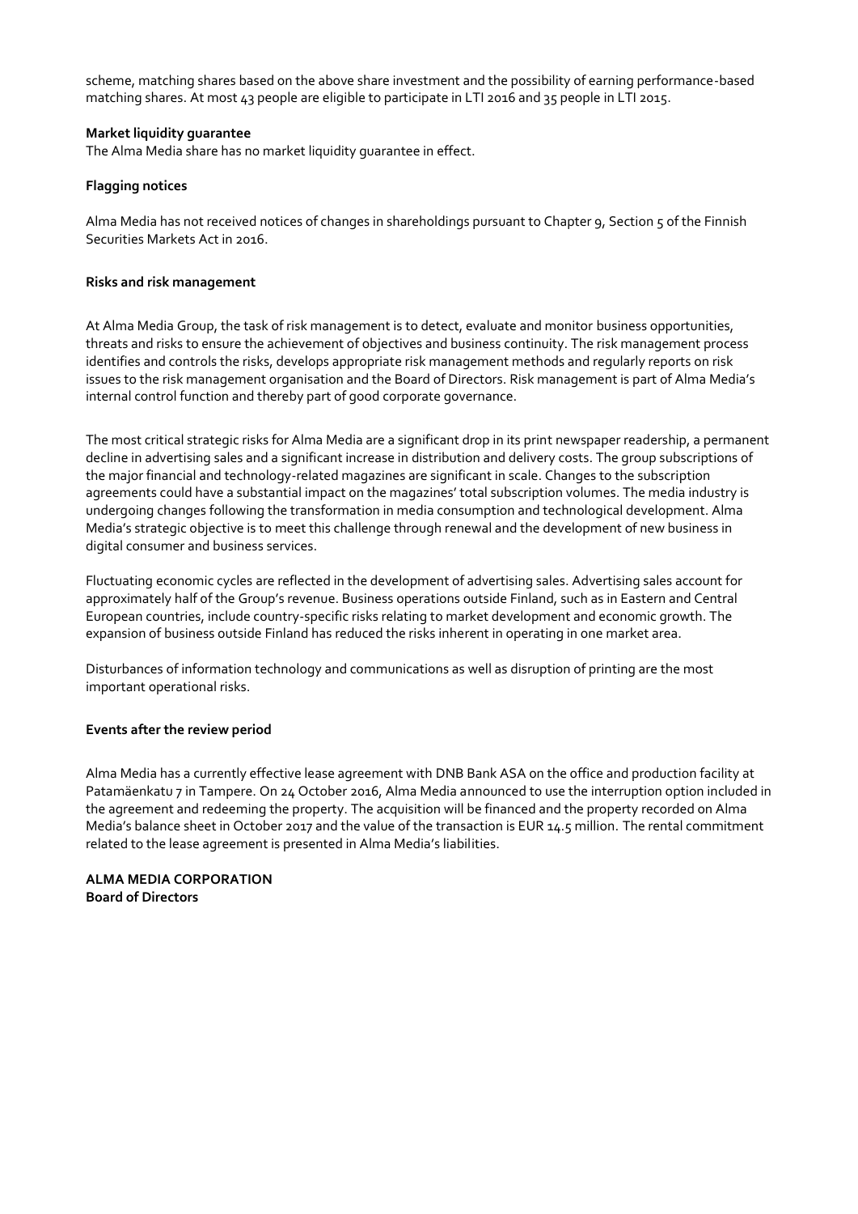scheme, matching shares based on the above share investment and the possibility of earning performance-based matching shares. At most 43 people are eligible to participate in LTI 2016 and 35 people in LTI 2015.

**Market liquidity guarantee**

The Alma Media share has no market liquidity guarantee in effect.

**Flagging notices**

Alma Media has not received notices of changes in shareholdings pursuant to Chapter 9, Section 5 of the Finnish Securities Markets Act in 2016.

**Risks and risk management**

At Alma Media Group, the task of risk management is to detect, evaluate and monitor business opportunities, threats and risks to ensure the achievement of objectives and business continuity. The risk management process identifies and controls the risks, develops appropriate risk management methods and regularly reports on risk issues to the risk management organisation and the Board of Directors. Risk management is part of Alma Media's internal control function and thereby part of good corporate governance.

The most critical strategic risks for Alma Media are a significant drop in its print newspaper readership, a permanent decline in advertising sales and a significant increase in distribution and delivery costs. The group subscriptions of the major financial and technology-related magazines are significant in scale. Changes to the subscription agreements could have a substantial impact on the magazines' total subscription volumes. The media industry is undergoing changes following the transformation in media consumption and technological development. Alma Media's strategic objective is to meet this challenge through renewal and the development of new business in digital consumer and business services.

Fluctuating economic cycles are reflected in the development of advertising sales. Advertising sales account for approximately half of the Group's revenue. Business operations outside Finland, such as in Eastern and Central European countries, include country-specific risks relating to market development and economic growth. The expansion of business outside Finland has reduced the risks inherent in operating in one market area.

Disturbances of information technology and communications as well as disruption of printing are the most important operational risks.

**Events after the review period**

Alma Media has a currently effective lease agreement with DNB Bank ASA on the office and production facility at Patamäenkatu 7 in Tampere. On 24 October 2016, Alma Media announced to use the interruption option included in the agreement and redeeming the property. The acquisition will be financed and the property recorded on Alma Media's balance sheet in October 2017 and the value of the transaction is EUR 14.5 million. The rental commitment related to the lease agreement is presented in Alma Media's liabilities.

**ALMA MEDIA CORPORATION**
**Board of Directors**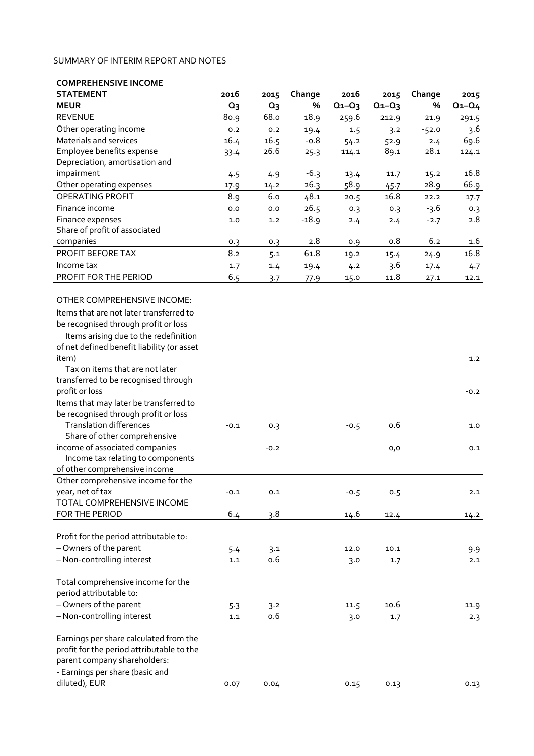SUMMARY OF INTERIM REPORT AND NOTES

| COMPREHENSIVE INCOME STATEMENT MEUR | 2016 Q3 | 2015 Q3 | Change % | 2016 Q1–Q3 | 2015 Q1–Q3 | Change % | 2015 Q1–Q4 |
|---|---|---|---|---|---|---|---|
| REVENUE | 80.9 | 68.0 | 18.9 | 259.6 | 212.9 | 21.9 | 291.5 |
| Other operating income | 0.2 | 0.2 | 19.4 | 1.5 | 3.2 | -52.0 | 3.6 |
| Materials and services | 16.4 | 16.5 | -0.8 | 54.2 | 52.9 | 2.4 | 69.6 |
| Employee benefits expense | 33.4 | 26.6 | 25.3 | 114.1 | 89.1 | 28.1 | 124.1 |
| Depreciation, amortisation and impairment | 4.5 | 4.9 | -6.3 | 13.4 | 11.7 | 15.2 | 16.8 |
| Other operating expenses | 17.9 | 14.2 | 26.3 | 58.9 | 45.7 | 28.9 | 66.9 |
| OPERATING PROFIT | 8.9 | 6.0 | 48.1 | 20.5 | 16.8 | 22.2 | 17.7 |
| Finance income | 0.0 | 0.0 | 26.5 | 0.3 | 0.3 | -3.6 | 0.3 |
| Finance expenses | 1.0 | 1.2 | -18.9 | 2.4 | 2.4 | -2.7 | 2.8 |
| Share of profit of associated companies | 0.3 | 0.3 | 2.8 | 0.9 | 0.8 | 6.2 | 1.6 |
| PROFIT BEFORE TAX | 8.2 | 5.1 | 61.8 | 19.2 | 15.4 | 24.9 | 16.8 |
| Income tax | 1.7 | 1.4 | 19.4 | 4.2 | 3.6 | 17.4 | 4.7 |
| PROFIT FOR THE PERIOD | 6.5 | 3.7 | 77.9 | 15.0 | 11.8 | 27.1 | 12.1 |
| | | | | | | | |
| OTHER COMPREHENSIVE INCOME: | | | | | | | |
| Items that are not later transferred to be recognised through profit or loss | | | | | | | |
| Items arising due to the redefinition of net defined benefit liability (or asset item) | | | | | | | 1.2 |
| Tax on items that are not later transferred to be recognised through profit or loss | | | | | | | -0.2 |
| Items that may later be transferred to be recognised through profit or loss | | | | | | | |
| Translation differences | -0.1 | 0.3 | | -0.5 | 0.6 | | 1.0 |
| Share of other comprehensive income of associated companies | | -0.2 | | | 0,0 | | 0.1 |
| Income tax relating to components of other comprehensive income | | | | | | | |
| Other comprehensive income for the year, net of tax | -0.1 | 0.1 | | -0.5 | 0.5 | | 2.1 |
| TOTAL COMPREHENSIVE INCOME FOR THE PERIOD | 6.4 | 3.8 | | 14.6 | 12.4 | | 14.2 |
| | | | | | | | |
| Profit for the period attributable to: | | | | | | | |
| – Owners of the parent | 5.4 | 3.1 | | 12.0 | 10.1 | | 9.9 |
| – Non-controlling interest | 1.1 | 0.6 | | 3.0 | 1.7 | | 2.1 |
| | | | | | | | |
| Total comprehensive income for the period attributable to: | | | | | | | |
| – Owners of the parent | 5.3 | 3.2 | | 11.5 | 10.6 | | 11.9 |
| – Non-controlling interest | 1.1 | 0.6 | | 3.0 | 1.7 | | 2.3 |
| | | | | | | | |
| Earnings per share calculated from the profit for the period attributable to the parent company shareholders: | | | | | | | |
| - Earnings per share (basic and diluted), EUR | 0.07 | 0.04 | | 0.15 | 0.13 | | 0.13 |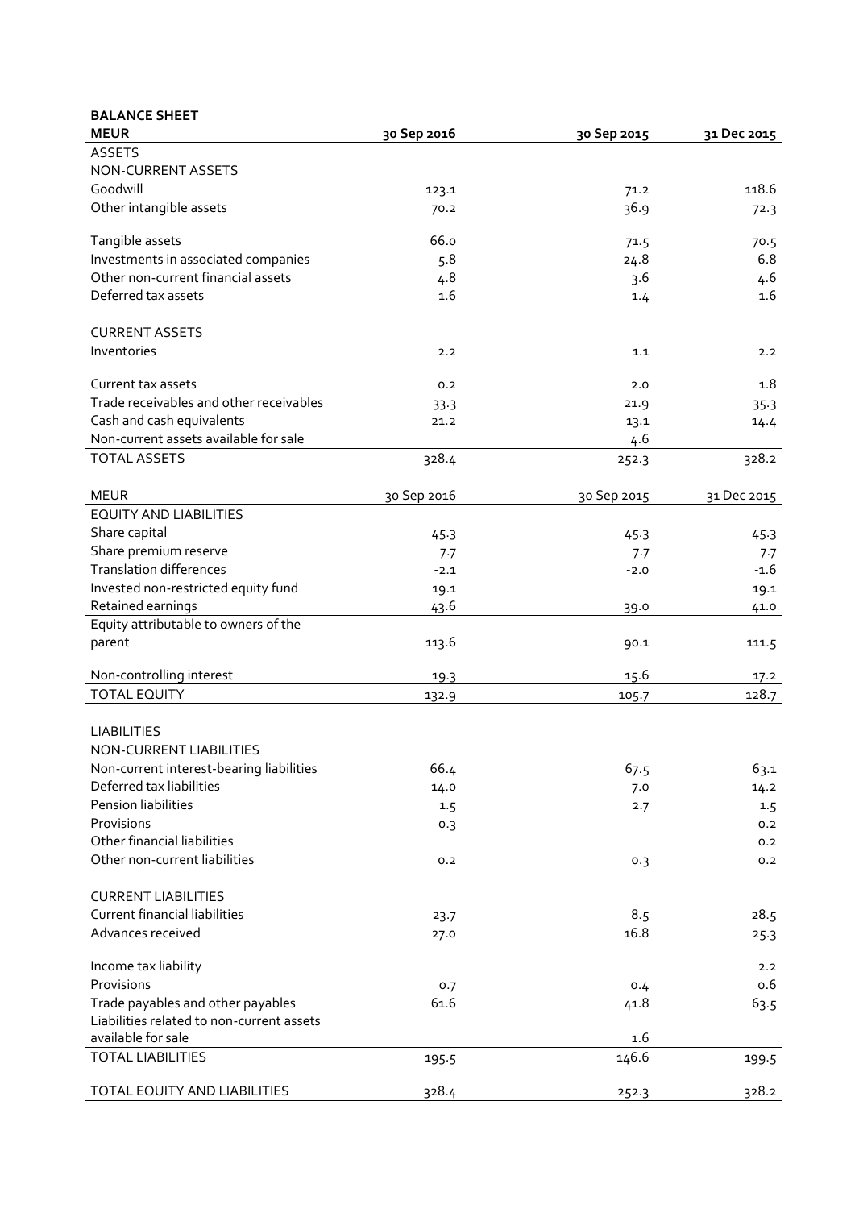**BALANCE SHEET**

| MEUR | 30 Sep 2016 | 30 Sep 2015 | 31 Dec 2015 |
|---|---|---|---|
| ASSETS | | | |
| NON-CURRENT ASSETS | | | |
| Goodwill | 123.1 | 71.2 | 118.6 |
| Other intangible assets | 70.2 | 36.9 | 72.3 |
| Tangible assets | 66.0 | 71.5 | 70.5 |
| Investments in associated companies | 5.8 | 24.8 | 6.8 |
| Other non-current financial assets | 4.8 | 3.6 | 4.6 |
| Deferred tax assets | 1.6 | 1.4 | 1.6 |
| CURRENT ASSETS | | | |
| Inventories | 2.2 | 1.1 | 2.2 |
| Current tax assets | 0.2 | 2.0 | 1.8 |
| Trade receivables and other receivables | 33.3 | 21.9 | 35.3 |
| Cash and cash equivalents | 21.2 | 13.1 | 14.4 |
| Non-current assets available for sale | | 4.6 | |
| TOTAL ASSETS | 328.4 | 252.3 | 328.2 |

| MEUR | 30 Sep 2016 | 30 Sep 2015 | 31 Dec 2015 |
|---|---|---|---|
| EQUITY AND LIABILITIES | | | |
| Share capital | 45.3 | 45.3 | 45.3 |
| Share premium reserve | 7.7 | 7.7 | 7.7 |
| Translation differences | -2.1 | -2.0 | -1.6 |
| Invested non-restricted equity fund | 19.1 | | 19.1 |
| Retained earnings | 43.6 | 39.0 | 41.0 |
| Equity attributable to owners of the parent | 113.6 | 90.1 | 111.5 |
| Non-controlling interest | 19.3 | 15.6 | 17.2 |
| TOTAL EQUITY | 132.9 | 105.7 | 128.7 |
| LIABILITIES | | | |
| NON-CURRENT LIABILITIES | | | |
| Non-current interest-bearing liabilities | 66.4 | 67.5 | 63.1 |
| Deferred tax liabilities | 14.0 | 7.0 | 14.2 |
| Pension liabilities | 1.5 | 2.7 | 1.5 |
| Provisions | 0.3 | | 0.2 |
| Other financial liabilities | | | 0.2 |
| Other non-current liabilities | 0.2 | 0.3 | 0.2 |
| CURRENT LIABILITIES | | | |
| Current financial liabilities | 23.7 | 8.5 | 28.5 |
| Advances received | 27.0 | 16.8 | 25.3 |
| Income tax liability | | | 2.2 |
| Provisions | 0.7 | 0.4 | 0.6 |
| Trade payables and other payables | 61.6 | 41.8 | 63.5 |
| Liabilities related to non-current assets available for sale | | 1.6 | |
| TOTAL LIABILITIES | 195.5 | 146.6 | 199.5 |
| TOTAL EQUITY AND LIABILITIES | 328.4 | 252.3 | 328.2 |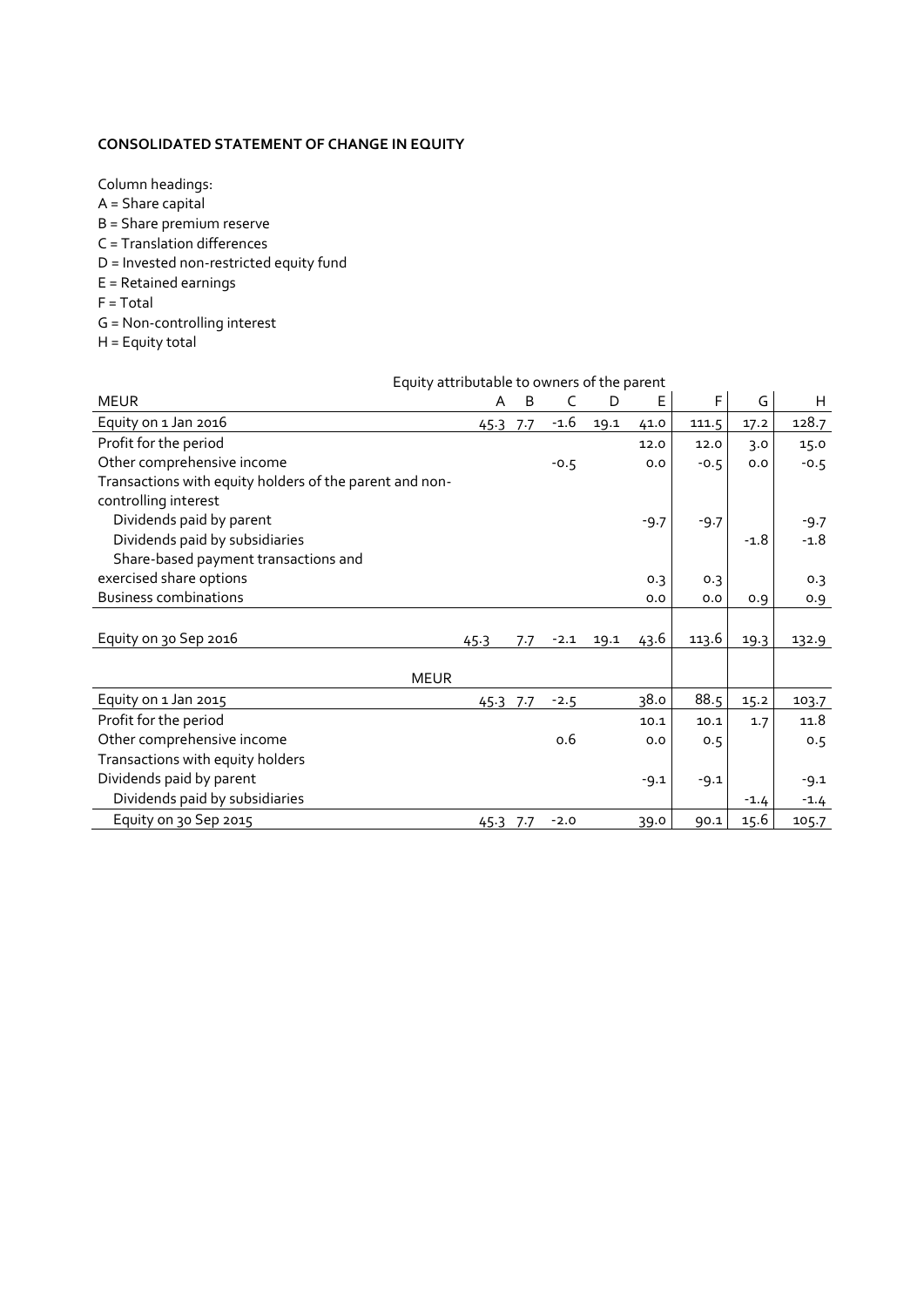**CONSOLIDATED STATEMENT OF CHANGE IN EQUITY**

Column headings:
A = Share capital
B = Share premium reserve
C = Translation differences
D = Invested non-restricted equity fund
E = Retained earnings
F = Total
G = Non-controlling interest
H = Equity total

| | Equity attributable to owners of the parent | | | | | | | |
|---|---|---|---|---|---|---|---|---|
| MEUR | A | B | C | D | E | F | G | H |
| Equity on 1 Jan 2016 | 45.3 | 7.7 | -1.6 | 19.1 | 41.0 | 111.5 | 17.2 | 128.7 |
| Profit for the period | | | | | 12.0 | 12.0 | 3.0 | 15.0 |
| Other comprehensive income | | | -0.5 | | 0.0 | -0.5 | 0.0 | -0.5 |
| Transactions with equity holders of the parent and non-controlling interest | | | | | | | | |
| Dividends paid by parent | | | | | -9.7 | -9.7 | | -9.7 |
| Dividends paid by subsidiaries | | | | | | | -1.8 | -1.8 |
| Share-based payment transactions and exercised share options | | | | | 0.3 | 0.3 | | 0.3 |
| Business combinations | | | | | 0.0 | 0.0 | 0.9 | 0.9 |
| Equity on 30 Sep 2016 | 45.3 | 7.7 | -2.1 | 19.1 | 43.6 | 113.6 | 19.3 | 132.9 |
| MEUR | | | | | | | | |
| Equity on 1 Jan 2015 | 45.3 | 7.7 | -2.5 | | 38.0 | 88.5 | 15.2 | 103.7 |
| Profit for the period | | | | | 10.1 | 10.1 | 1.7 | 11.8 |
| Other comprehensive income | | | 0.6 | | 0.0 | 0.5 | | 0.5 |
| Transactions with equity holders | | | | | | | | |
| Dividends paid by parent | | | | | -9.1 | -9.1 | | -9.1 |
| Dividends paid by subsidiaries | | | | | | | -1.4 | -1.4 |
| Equity on 30 Sep 2015 | 45.3 | 7.7 | -2.0 | | 39.0 | 90.1 | 15.6 | 105.7 |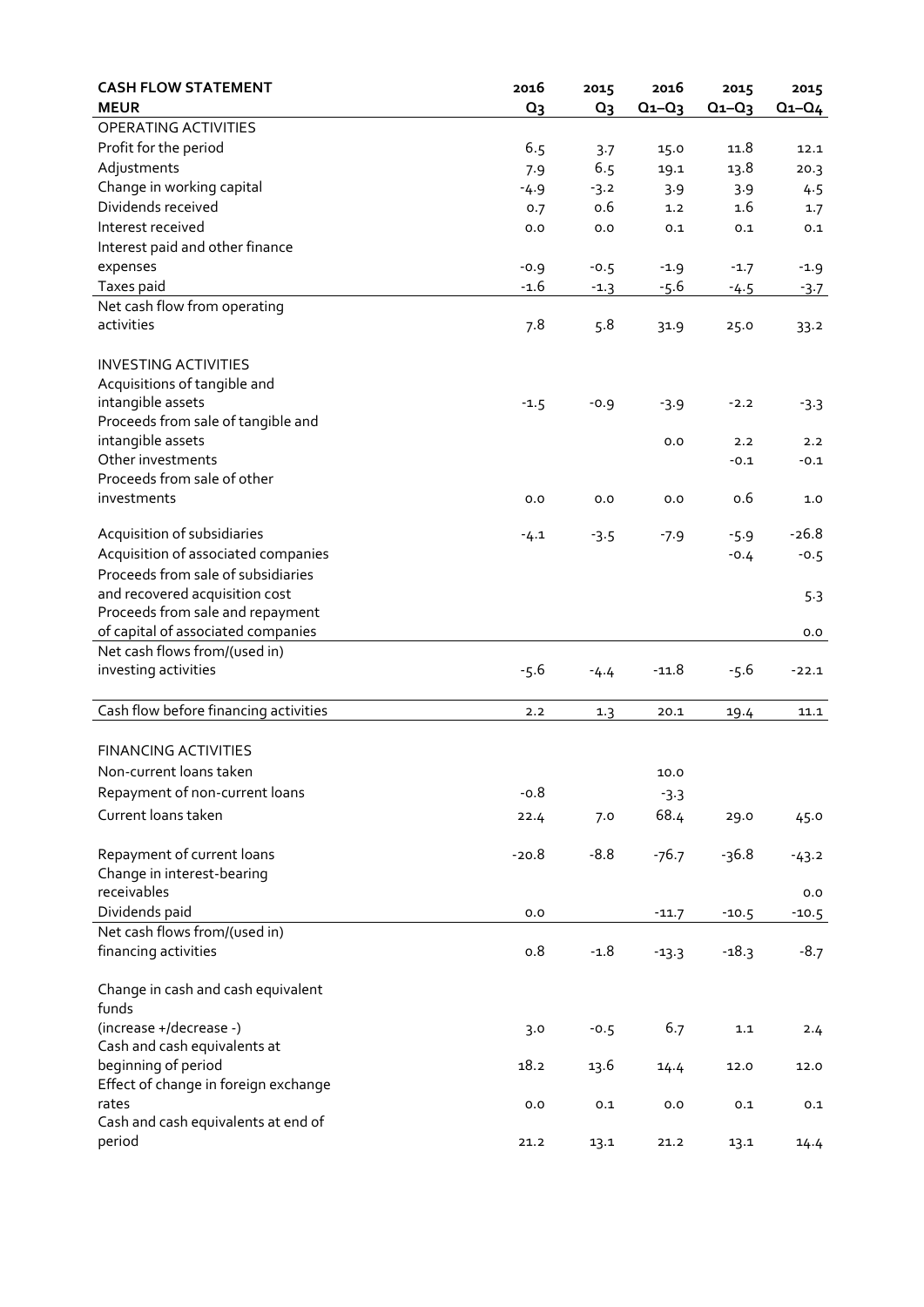| CASH FLOW STATEMENT<br>MEUR | 2016<br>Q3 | 2015<br>Q3 | 2016<br>Q1–Q3 | 2015<br>Q1–Q3 | 2015<br>Q1–Q4 |
|---|---|---|---|---|---|
| OPERATING ACTIVITIES | | | | | |
| Profit for the period | 6.5 | 3.7 | 15.0 | 11.8 | 12.1 |
| Adjustments | 7.9 | 6.5 | 19.1 | 13.8 | 20.3 |
| Change in working capital | -4.9 | -3.2 | 3.9 | 3.9 | 4.5 |
| Dividends received | 0.7 | 0.6 | 1.2 | 1.6 | 1.7 |
| Interest received | 0.0 | 0.0 | 0.1 | 0.1 | 0.1 |
| Interest paid and other finance expenses | -0.9 | -0.5 | -1.9 | -1.7 | -1.9 |
| Taxes paid | -1.6 | -1.3 | -5.6 | -4.5 | -3.7 |
| Net cash flow from operating activities | 7.8 | 5.8 | 31.9 | 25.0 | 33.2 |
| | | | | | |
| INVESTING ACTIVITIES | | | | | |
| Acquisitions of tangible and intangible assets | -1.5 | -0.9 | -3.9 | -2.2 | -3.3 |
| Proceeds from sale of tangible and intangible assets | | | 0.0 | 2.2 | 2.2 |
| Other investments | | | | -0.1 | -0.1 |
| Proceeds from sale of other investments | 0.0 | 0.0 | 0.0 | 0.6 | 1.0 |
| Acquisition of subsidiaries | -4.1 | -3.5 | -7.9 | -5.9 | -26.8 |
| Acquisition of associated companies | | | | -0.4 | -0.5 |
| Proceeds from sale of subsidiaries and recovered acquisition cost | | | | | 5.3 |
| Proceeds from sale and repayment of capital of associated companies | | | | | 0.0 |
| Net cash flows from/(used in) investing activities | -5.6 | -4.4 | -11.8 | -5.6 | -22.1 |
| | | | | | |
| Cash flow before financing activities | 2.2 | 1.3 | 20.1 | 19.4 | 11.1 |
| | | | | | |
| FINANCING ACTIVITIES | | | | | |
| Non-current loans taken | | | 10.0 | | |
| Repayment of non-current loans | -0.8 | | -3.3 | | |
| Current loans taken | 22.4 | 7.0 | 68.4 | 29.0 | 45.0 |
| Repayment of current loans | -20.8 | -8.8 | -76.7 | -36.8 | -43.2 |
| Change in interest-bearing receivables | | | | | 0.0 |
| Dividends paid | 0.0 | | -11.7 | -10.5 | -10.5 |
| Net cash flows from/(used in) financing activities | 0.8 | -1.8 | -13.3 | -18.3 | -8.7 |
| | | | | | |
| Change in cash and cash equivalent funds (increase +/decrease -) | 3.0 | -0.5 | 6.7 | 1.1 | 2.4 |
| Cash and cash equivalents at beginning of period | 18.2 | 13.6 | 14.4 | 12.0 | 12.0 |
| Effect of change in foreign exchange rates | 0.0 | 0.1 | 0.0 | 0.1 | 0.1 |
| Cash and cash equivalents at end of period | 21.2 | 13.1 | 21.2 | 13.1 | 14.4 |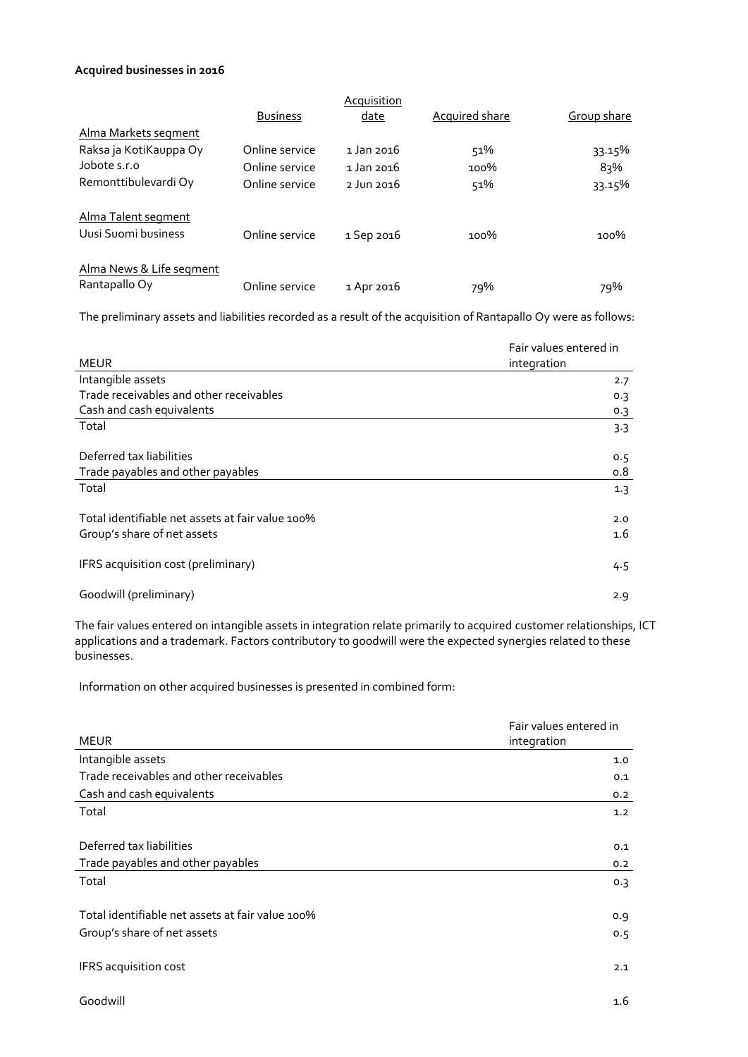**Acquired businesses in 2016**

| | Business | Acquisition date | Acquired share | Group share |
|---|---|---|---|---|
| Alma Markets segment | | | | |
| Raksa ja KotiKauppa Oy | Online service | 1 Jan 2016 | 51% | 33.15% |
| Jobote s.r.o | Online service | 1 Jan 2016 | 100% | 83% |
| Remonttibulevardi Oy | Online service | 2 Jun 2016 | 51% | 33.15% |
| Alma Talent segment | | | | |
| Uusi Suomi business | Online service | 1 Sep 2016 | 100% | 100% |
| Alma News & Life segment | | | | |
| Rantapallo Oy | Online service | 1 Apr 2016 | 79% | 79% |

The preliminary assets and liabilities recorded as a result of the acquisition of Rantapallo Oy were as follows:

| MEUR | Fair values entered in integration |
|---|---|
| Intangible assets | 2.7 |
| Trade receivables and other receivables | 0.3 |
| Cash and cash equivalents | 0.3 |
| Total | 3.3 |
| Deferred tax liabilities | 0.5 |
| Trade payables and other payables | 0.8 |
| Total | 1.3 |
| Total identifiable net assets at fair value 100% | 2.0 |
| Group's share of net assets | 1.6 |
| IFRS acquisition cost (preliminary) | 4.5 |
| Goodwill (preliminary) | 2.9 |

The fair values entered on intangible assets in integration relate primarily to acquired customer relationships, ICT applications and a trademark. Factors contributory to goodwill were the expected synergies related to these businesses.

Information on other acquired businesses is presented in combined form:

| MEUR | Fair values entered in integration |
|---|---|
| Intangible assets | 1.0 |
| Trade receivables and other receivables | 0.1 |
| Cash and cash equivalents | 0.2 |
| Total | 1.2 |
| Deferred tax liabilities | 0.1 |
| Trade payables and other payables | 0.2 |
| Total | 0.3 |
| Total identifiable net assets at fair value 100% | 0.9 |
| Group's share of net assets | 0.5 |
| IFRS acquisition cost | 2.1 |
| Goodwill | 1.6 |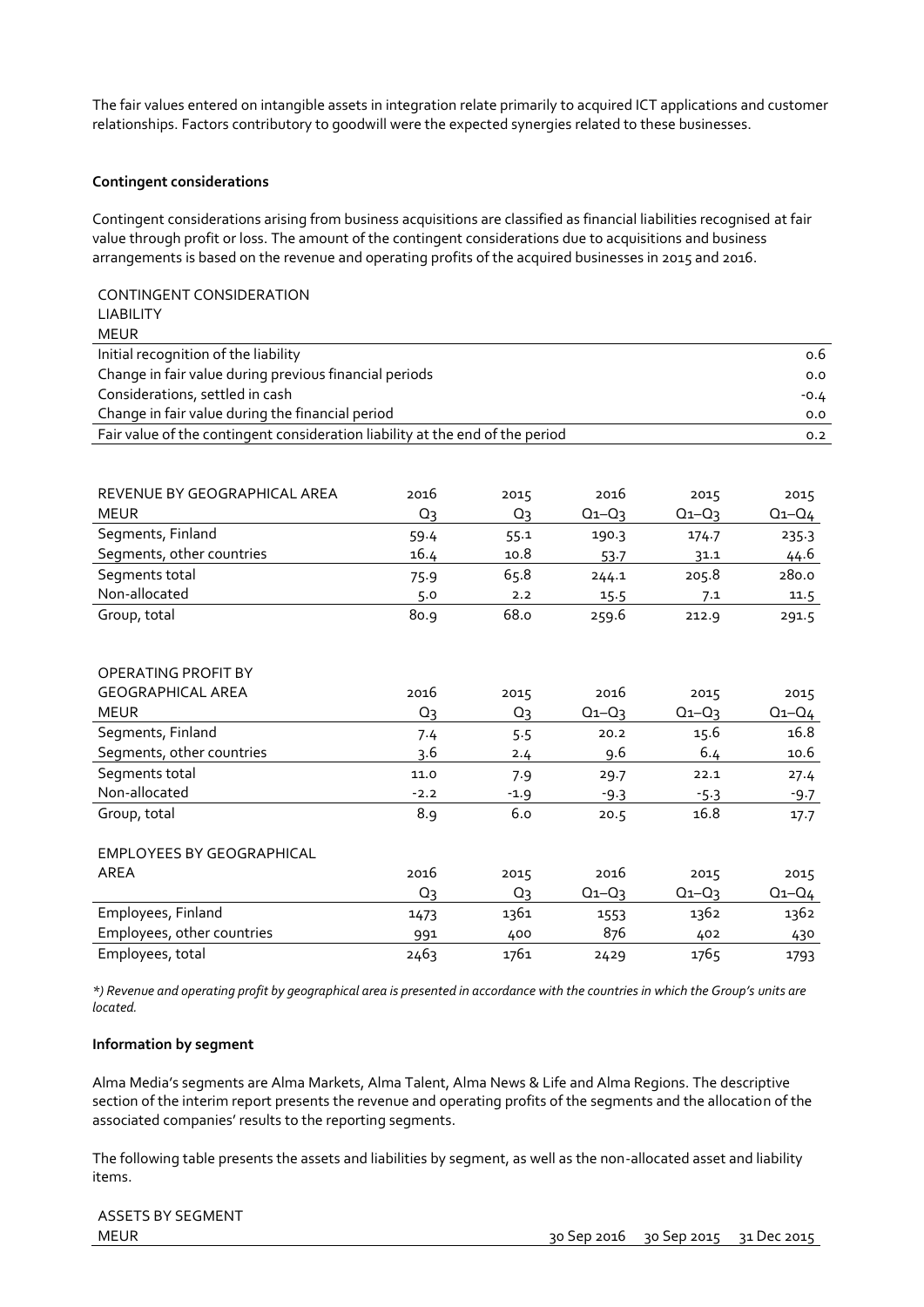The fair values entered on intangible assets in integration relate primarily to acquired ICT applications and customer relationships. Factors contributory to goodwill were the expected synergies related to these businesses.

**Contingent considerations**

Contingent considerations arising from business acquisitions are classified as financial liabilities recognised at fair value through profit or loss. The amount of the contingent considerations due to acquisitions and business arrangements is based on the revenue and operating profits of the acquired businesses in 2015 and 2016.

| CONTINGENT CONSIDERATION LIABILITY MEUR | |
|---|---|
| Initial recognition of the liability | 0.6 |
| Change in fair value during previous financial periods | 0.0 |
| Considerations, settled in cash | -0.4 |
| Change in fair value during the financial period | 0.0 |
| Fair value of the contingent consideration liability at the end of the period | 0.2 |

| REVENUE BY GEOGRAPHICAL AREA | 2016 | 2015 | 2016 | 2015 | 2015 |
|---|---|---|---|---|---|
| MEUR | Q3 | Q3 | Q1–Q3 | Q1–Q3 | Q1–Q4 |
| Segments, Finland | 59.4 | 55.1 | 190.3 | 174.7 | 235.3 |
| Segments, other countries | 16.4 | 10.8 | 53.7 | 31.1 | 44.6 |
| Segments total | 75.9 | 65.8 | 244.1 | 205.8 | 280.0 |
| Non-allocated | 5.0 | 2.2 | 15.5 | 7.1 | 11.5 |
| Group, total | 80.9 | 68.0 | 259.6 | 212.9 | 291.5 |

| OPERATING PROFIT BY GEOGRAPHICAL AREA | 2016 | 2015 | 2016 | 2015 | 2015 |
|---|---|---|---|---|---|
| MEUR | Q3 | Q3 | Q1–Q3 | Q1–Q3 | Q1–Q4 |
| Segments, Finland | 7.4 | 5.5 | 20.2 | 15.6 | 16.8 |
| Segments, other countries | 3.6 | 2.4 | 9.6 | 6.4 | 10.6 |
| Segments total | 11.0 | 7.9 | 29.7 | 22.1 | 27.4 |
| Non-allocated | -2.2 | -1.9 | -9.3 | -5.3 | -9.7 |
| Group, total | 8.9 | 6.0 | 20.5 | 16.8 | 17.7 |

| EMPLOYEES BY GEOGRAPHICAL AREA | 2016 | 2015 | 2016 | 2015 | 2015 |
|---|---|---|---|---|---|
| | Q3 | Q3 | Q1–Q3 | Q1–Q3 | Q1–Q4 |
| Employees, Finland | 1473 | 1361 | 1553 | 1362 | 1362 |
| Employees, other countries | 991 | 400 | 876 | 402 | 430 |
| Employees, total | 2463 | 1761 | 2429 | 1765 | 1793 |

*\*) Revenue and operating profit by geographical area is presented in accordance with the countries in which the Group's units are located.*

**Information by segment**

Alma Media's segments are Alma Markets, Alma Talent, Alma News & Life and Alma Regions. The descriptive section of the interim report presents the revenue and operating profits of the segments and the allocation of the associated companies' results to the reporting segments.

The following table presents the assets and liabilities by segment, as well as the non-allocated asset and liability items.

| ASSETS BY SEGMENT MEUR | 30 Sep 2016 | 30 Sep 2015 | 31 Dec 2015 |
|---|---|---|---|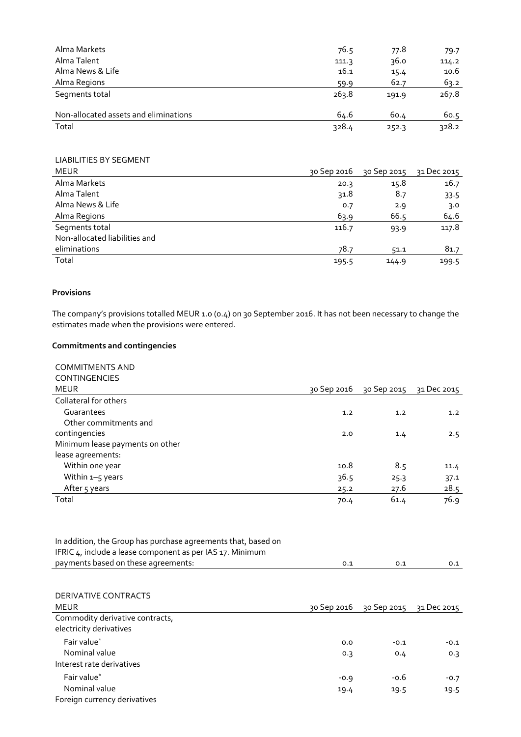| | | | |
|---|---|---|---|
| Alma Markets | 76.5 | 77.8 | 79.7 |
| Alma Talent | 111.3 | 36.0 | 114.2 |
| Alma News & Life | 16.1 | 15.4 | 10.6 |
| Alma Regions | 59.9 | 62.7 | 63.2 |
| Segments total | 263.8 | 191.9 | 267.8 |
| Non-allocated assets and eliminations | 64.6 | 60.4 | 60.5 |
| Total | 328.4 | 252.3 | 328.2 |

LIABILITIES BY SEGMENT

| MEUR | 30 Sep 2016 | 30 Sep 2015 | 31 Dec 2015 |
|---|---|---|---|
| Alma Markets | 20.3 | 15.8 | 16.7 |
| Alma Talent | 31.8 | 8.7 | 33.5 |
| Alma News & Life | 0.7 | 2.9 | 3.0 |
| Alma Regions | 63.9 | 66.5 | 64.6 |
| Segments total | 116.7 | 93.9 | 117.8 |
| Non-allocated liabilities and eliminations | 78.7 | 51.1 | 81.7 |
| Total | 195.5 | 144.9 | 199.5 |

**Provisions**

The company's provisions totalled MEUR 1.0 (0.4) on 30 September 2016. It has not been necessary to change the estimates made when the provisions were entered.

**Commitments and contingencies**

| COMMITMENTS AND CONTINGENCIES<br>MEUR | 30 Sep 2016 | 30 Sep 2015 | 31 Dec 2015 |
|---|---|---|---|
| Collateral for others | | | |
| Guarantees | 1.2 | 1.2 | 1.2 |
| Other commitments and contingencies | 2.0 | 1.4 | 2.5 |
| Minimum lease payments on other lease agreements: | | | |
| Within one year | 10.8 | 8.5 | 11.4 |
| Within 1–5 years | 36.5 | 25.3 | 37.1 |
| After 5 years | 25.2 | 27.6 | 28.5 |
| Total | 70.4 | 61.4 | 76.9 |

| | | | |
|---|---|---|---|
| In addition, the Group has purchase agreements that, based on IFRIC 4, include a lease component as per IAS 17. Minimum payments based on these agreements: | 0.1 | 0.1 | 0.1 |

| DERIVATIVE CONTRACTS<br>MEUR | 30 Sep 2016 | 30 Sep 2015 | 31 Dec 2015 |
|---|---|---|---|
| Commodity derivative contracts, electricity derivatives | | | |
| Fair value* | 0.0 | -0.1 | -0.1 |
| Nominal value | 0.3 | 0.4 | 0.3 |
| Interest rate derivatives | | | |
| Fair value* | -0.9 | -0.6 | -0.7 |
| Nominal value | 19.4 | 19.5 | 19.5 |
| Foreign currency derivatives | | | |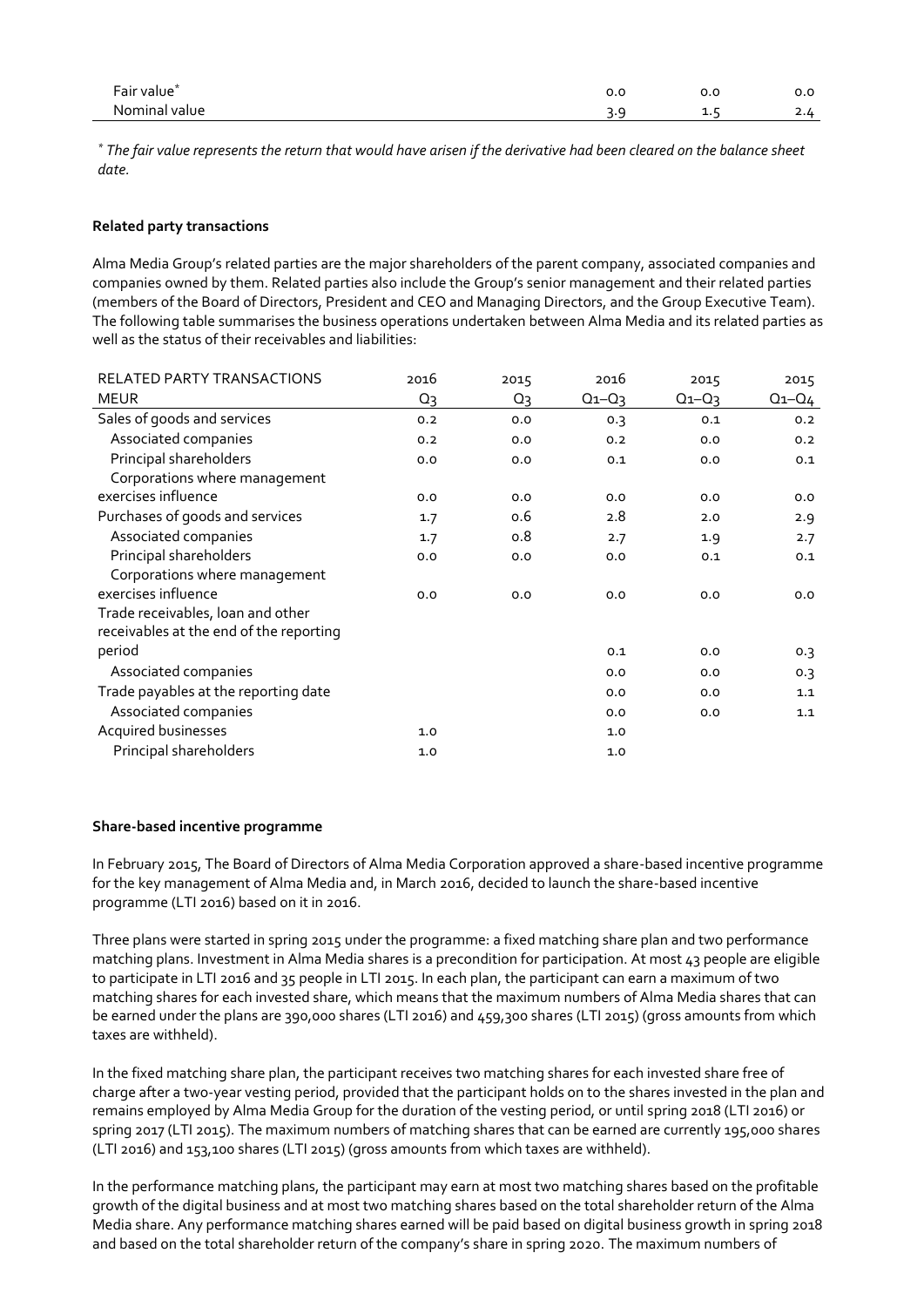| | | | |
|---|---|---|---|
| Fair value* | 0.0 | 0.0 | 0.0 |
| Nominal value | 3.9 | 1.5 | 2.4 |

*\* The fair value represents the return that would have arisen if the derivative had been cleared on the balance sheet date.*

**Related party transactions**

Alma Media Group's related parties are the major shareholders of the parent company, associated companies and companies owned by them. Related parties also include the Group's senior management and their related parties (members of the Board of Directors, President and CEO and Managing Directors, and the Group Executive Team). The following table summarises the business operations undertaken between Alma Media and its related parties as well as the status of their receivables and liabilities:

| RELATED PARTY TRANSACTIONS<br>MEUR | 2016<br>Q3 | 2015<br>Q3 | 2016<br>Q1–Q3 | 2015<br>Q1–Q3 | 2015<br>Q1–Q4 |
|---|---|---|---|---|---|
| Sales of goods and services | 0.2 | 0.0 | 0.3 | 0.1 | 0.2 |
| Associated companies | 0.2 | 0.0 | 0.2 | 0.0 | 0.2 |
| Principal shareholders | 0.0 | 0.0 | 0.1 | 0.0 | 0.1 |
| Corporations where management exercises influence | 0.0 | 0.0 | 0.0 | 0.0 | 0.0 |
| Purchases of goods and services | 1.7 | 0.6 | 2.8 | 2.0 | 2.9 |
| Associated companies | 1.7 | 0.8 | 2.7 | 1.9 | 2.7 |
| Principal shareholders | 0.0 | 0.0 | 0.0 | 0.1 | 0.1 |
| Corporations where management exercises influence | 0.0 | 0.0 | 0.0 | 0.0 | 0.0 |
| Trade receivables, loan and other receivables at the end of the reporting period | | | 0.1 | 0.0 | 0.3 |
| Associated companies | | | 0.0 | 0.0 | 0.3 |
| Trade payables at the reporting date | | | 0.0 | 0.0 | 1.1 |
| Associated companies | | | 0.0 | 0.0 | 1.1 |
| Acquired businesses | 1.0 | | 1.0 | | |
| Principal shareholders | 1.0 | | 1.0 | | |

**Share-based incentive programme**

In February 2015, The Board of Directors of Alma Media Corporation approved a share-based incentive programme for the key management of Alma Media and, in March 2016, decided to launch the share-based incentive programme (LTI 2016) based on it in 2016.

Three plans were started in spring 2015 under the programme: a fixed matching share plan and two performance matching plans. Investment in Alma Media shares is a precondition for participation. At most 43 people are eligible to participate in LTI 2016 and 35 people in LTI 2015. In each plan, the participant can earn a maximum of two matching shares for each invested share, which means that the maximum numbers of Alma Media shares that can be earned under the plans are 390,000 shares (LTI 2016) and 459,300 shares (LTI 2015) (gross amounts from which taxes are withheld).

In the fixed matching share plan, the participant receives two matching shares for each invested share free of charge after a two-year vesting period, provided that the participant holds on to the shares invested in the plan and remains employed by Alma Media Group for the duration of the vesting period, or until spring 2018 (LTI 2016) or spring 2017 (LTI 2015). The maximum numbers of matching shares that can be earned are currently 195,000 shares (LTI 2016) and 153,100 shares (LTI 2015) (gross amounts from which taxes are withheld).

In the performance matching plans, the participant may earn at most two matching shares based on the profitable growth of the digital business and at most two matching shares based on the total shareholder return of the Alma Media share. Any performance matching shares earned will be paid based on digital business growth in spring 2018 and based on the total shareholder return of the company's share in spring 2020. The maximum numbers of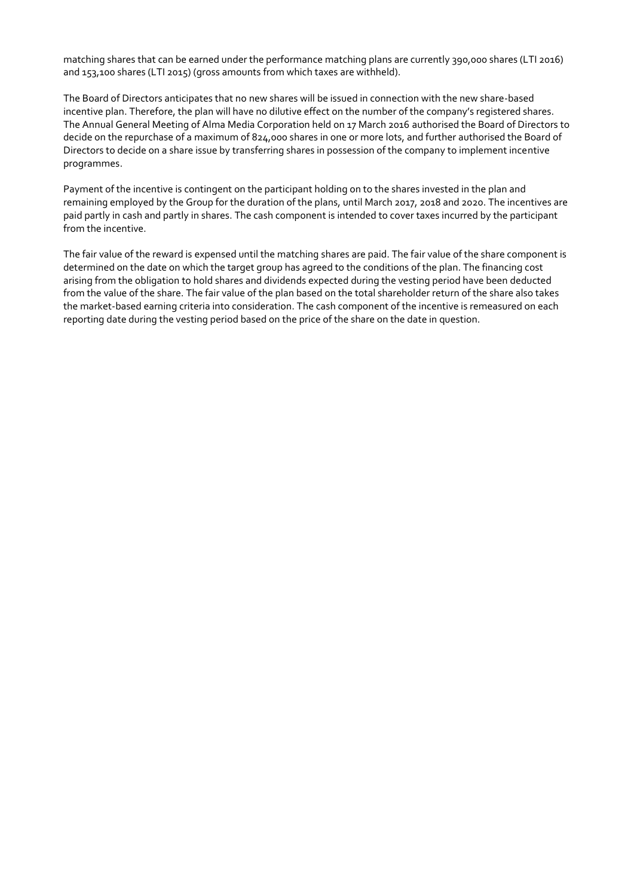matching shares that can be earned under the performance matching plans are currently 390,000 shares (LTI 2016) and 153,100 shares (LTI 2015) (gross amounts from which taxes are withheld).

The Board of Directors anticipates that no new shares will be issued in connection with the new share-based incentive plan. Therefore, the plan will have no dilutive effect on the number of the company's registered shares. The Annual General Meeting of Alma Media Corporation held on 17 March 2016 authorised the Board of Directors to decide on the repurchase of a maximum of 824,000 shares in one or more lots, and further authorised the Board of Directors to decide on a share issue by transferring shares in possession of the company to implement incentive programmes.

Payment of the incentive is contingent on the participant holding on to the shares invested in the plan and remaining employed by the Group for the duration of the plans, until March 2017, 2018 and 2020. The incentives are paid partly in cash and partly in shares. The cash component is intended to cover taxes incurred by the participant from the incentive.

The fair value of the reward is expensed until the matching shares are paid. The fair value of the share component is determined on the date on which the target group has agreed to the conditions of the plan. The financing cost arising from the obligation to hold shares and dividends expected during the vesting period have been deducted from the value of the share. The fair value of the plan based on the total shareholder return of the share also takes the market-based earning criteria into consideration. The cash component of the incentive is remeasured on each reporting date during the vesting period based on the price of the share on the date in question.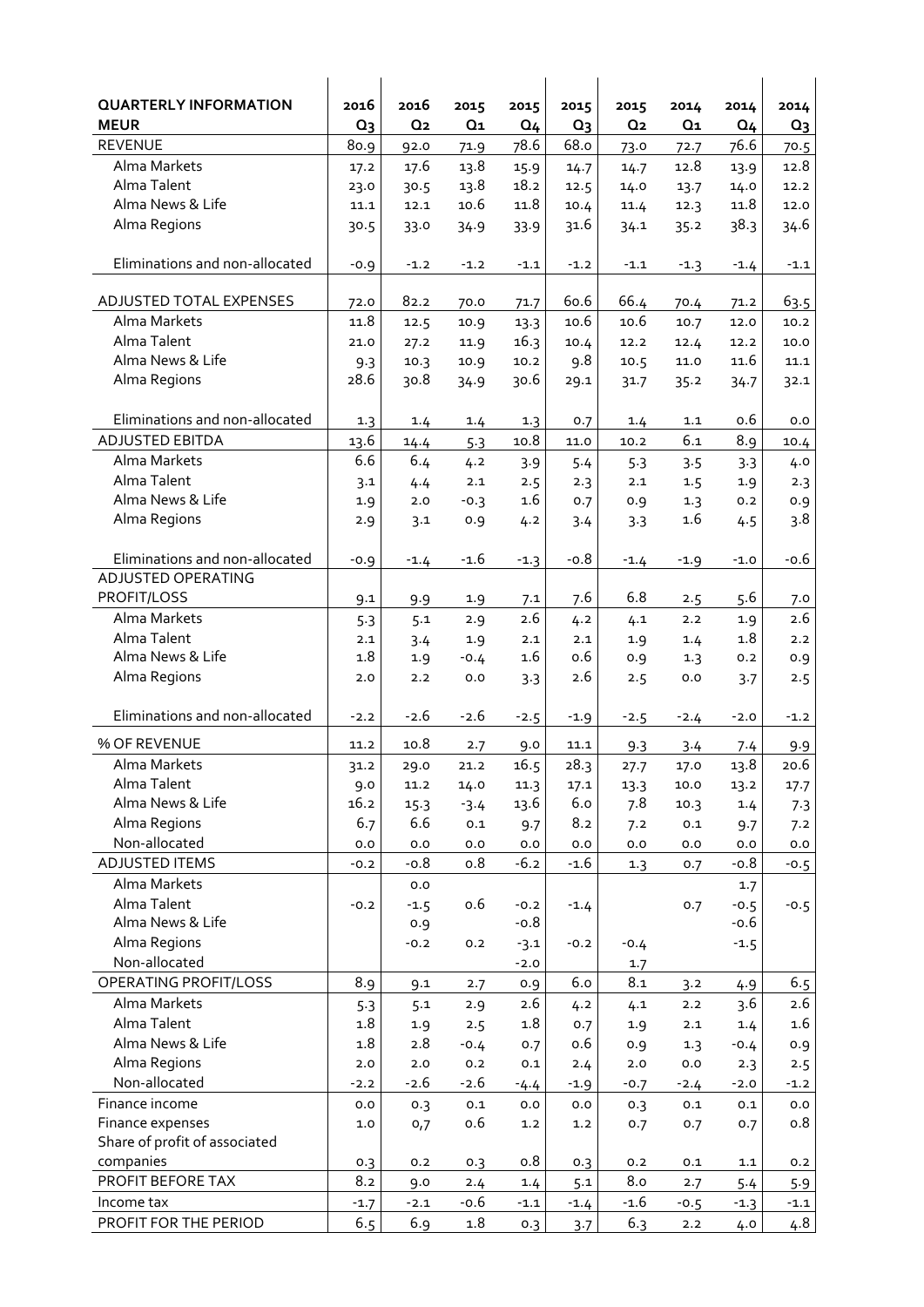| QUARTERLY INFORMATION MEUR | 2016 Q3 | 2016 Q2 | 2015 Q1 | 2015 Q4 | 2015 Q3 | 2015 Q2 | 2014 Q1 | 2014 Q4 | 2014 Q3 |
|---|---|---|---|---|---|---|---|---|---|
| REVENUE | 80.9 | 92.0 | 71.9 | 78.6 | 68.0 | 73.0 | 72.7 | 76.6 | 70.5 |
| Alma Markets | 17.2 | 17.6 | 13.8 | 15.9 | 14.7 | 14.7 | 12.8 | 13.9 | 12.8 |
| Alma Talent | 23.0 | 30.5 | 13.8 | 18.2 | 12.5 | 14.0 | 13.7 | 14.0 | 12.2 |
| Alma News & Life | 11.1 | 12.1 | 10.6 | 11.8 | 10.4 | 11.4 | 12.3 | 11.8 | 12.0 |
| Alma Regions | 30.5 | 33.0 | 34.9 | 33.9 | 31.6 | 34.1 | 35.2 | 38.3 | 34.6 |
| Eliminations and non-allocated | -0.9 | -1.2 | -1.2 | -1.1 | -1.2 | -1.1 | -1.3 | -1.4 | -1.1 |
| ADJUSTED TOTAL EXPENSES | 72.0 | 82.2 | 70.0 | 71.7 | 60.6 | 66.4 | 70.4 | 71.2 | 63.5 |
| Alma Markets | 11.8 | 12.5 | 10.9 | 13.3 | 10.6 | 10.6 | 10.7 | 12.0 | 10.2 |
| Alma Talent | 21.0 | 27.2 | 11.9 | 16.3 | 10.4 | 12.2 | 12.4 | 12.2 | 10.0 |
| Alma News & Life | 9.3 | 10.3 | 10.9 | 10.2 | 9.8 | 10.5 | 11.0 | 11.6 | 11.1 |
| Alma Regions | 28.6 | 30.8 | 34.9 | 30.6 | 29.1 | 31.7 | 35.2 | 34.7 | 32.1 |
| Eliminations and non-allocated | 1.3 | 1.4 | 1.4 | 1.3 | 0.7 | 1.4 | 1.1 | 0.6 | 0.0 |
| ADJUSTED EBITDA | 13.6 | 14.4 | 5.3 | 10.8 | 11.0 | 10.2 | 6.1 | 8.9 | 10.4 |
| Alma Markets | 6.6 | 6.4 | 4.2 | 3.9 | 5.4 | 5.3 | 3.5 | 3.3 | 4.0 |
| Alma Talent | 3.1 | 4.4 | 2.1 | 2.5 | 2.3 | 2.1 | 1.5 | 1.9 | 2.3 |
| Alma News & Life | 1.9 | 2.0 | -0.3 | 1.6 | 0.7 | 0.9 | 1.3 | 0.2 | 0.9 |
| Alma Regions | 2.9 | 3.1 | 0.9 | 4.2 | 3.4 | 3.3 | 1.6 | 4.5 | 3.8 |
| Eliminations and non-allocated | -0.9 | -1.4 | -1.6 | -1.3 | -0.8 | -1.4 | -1.9 | -1.0 | -0.6 |
| ADJUSTED OPERATING PROFIT/LOSS | 9.1 | 9.9 | 1.9 | 7.1 | 7.6 | 6.8 | 2.5 | 5.6 | 7.0 |
| Alma Markets | 5.3 | 5.1 | 2.9 | 2.6 | 4.2 | 4.1 | 2.2 | 1.9 | 2.6 |
| Alma Talent | 2.1 | 3.4 | 1.9 | 2.1 | 2.1 | 1.9 | 1.4 | 1.8 | 2.2 |
| Alma News & Life | 1.8 | 1.9 | -0.4 | 1.6 | 0.6 | 0.9 | 1.3 | 0.2 | 0.9 |
| Alma Regions | 2.0 | 2.2 | 0.0 | 3.3 | 2.6 | 2.5 | 0.0 | 3.7 | 2.5 |
| Eliminations and non-allocated | -2.2 | -2.6 | -2.6 | -2.5 | -1.9 | -2.5 | -2.4 | -2.0 | -1.2 |
| % OF REVENUE | 11.2 | 10.8 | 2.7 | 9.0 | 11.1 | 9.3 | 3.4 | 7.4 | 9.9 |
| Alma Markets | 31.2 | 29.0 | 21.2 | 16.5 | 28.3 | 27.7 | 17.0 | 13.8 | 20.6 |
| Alma Talent | 9.0 | 11.2 | 14.0 | 11.3 | 17.1 | 13.3 | 10.0 | 13.2 | 17.7 |
| Alma News & Life | 16.2 | 15.3 | -3.4 | 13.6 | 6.0 | 7.8 | 10.3 | 1.4 | 7.3 |
| Alma Regions | 6.7 | 6.6 | 0.1 | 9.7 | 8.2 | 7.2 | 0.1 | 9.7 | 7.2 |
| Non-allocated | 0.0 | 0.0 | 0.0 | 0.0 | 0.0 | 0.0 | 0.0 | 0.0 | 0.0 |
| ADJUSTED ITEMS | -0.2 | -0.8 | 0.8 | -6.2 | -1.6 | 1.3 | 0.7 | -0.8 | -0.5 |
| Alma Markets | | 0.0 | | | | | | 1.7 | |
| Alma Talent | -0.2 | -1.5 | 0.6 | -0.2 | -1.4 | | 0.7 | -0.5 | -0.5 |
| Alma News & Life | | 0.9 | | -0.8 | | | | -0.6 | |
| Alma Regions | | -0.2 | 0.2 | -3.1 | -0.2 | -0.4 | | -1.5 | |
| Non-allocated | | | | -2.0 | | 1.7 | | | |
| OPERATING PROFIT/LOSS | 8.9 | 9.1 | 2.7 | 0.9 | 6.0 | 8.1 | 3.2 | 4.9 | 6.5 |
| Alma Markets | 5.3 | 5.1 | 2.9 | 2.6 | 4.2 | 4.1 | 2.2 | 3.6 | 2.6 |
| Alma Talent | 1.8 | 1.9 | 2.5 | 1.8 | 0.7 | 1.9 | 2.1 | 1.4 | 1.6 |
| Alma News & Life | 1.8 | 2.8 | -0.4 | 0.7 | 0.6 | 0.9 | 1.3 | -0.4 | 0.9 |
| Alma Regions | 2.0 | 2.0 | 0.2 | 0.1 | 2.4 | 2.0 | 0.0 | 2.3 | 2.5 |
| Non-allocated | -2.2 | -2.6 | -2.6 | -4.4 | -1.9 | -0.7 | -2.4 | -2.0 | -1.2 |
| Finance income | 0.0 | 0.3 | 0.1 | 0.0 | 0.0 | 0.3 | 0.1 | 0.1 | 0.0 |
| Finance expenses | 1.0 | 0,7 | 0.6 | 1.2 | 1.2 | 0.7 | 0.7 | 0.7 | 0.8 |
| Share of profit of associated companies | 0.3 | 0.2 | 0.3 | 0.8 | 0.3 | 0.2 | 0.1 | 1.1 | 0.2 |
| PROFIT BEFORE TAX | 8.2 | 9.0 | 2.4 | 1.4 | 5.1 | 8.0 | 2.7 | 5.4 | 5.9 |
| Income tax | -1.7 | -2.1 | -0.6 | -1.1 | -1.4 | -1.6 | -0.5 | -1.3 | -1.1 |
| PROFIT FOR THE PERIOD | 6.5 | 6.9 | 1.8 | 0.3 | 3.7 | 6.3 | 2.2 | 4.0 | 4.8 |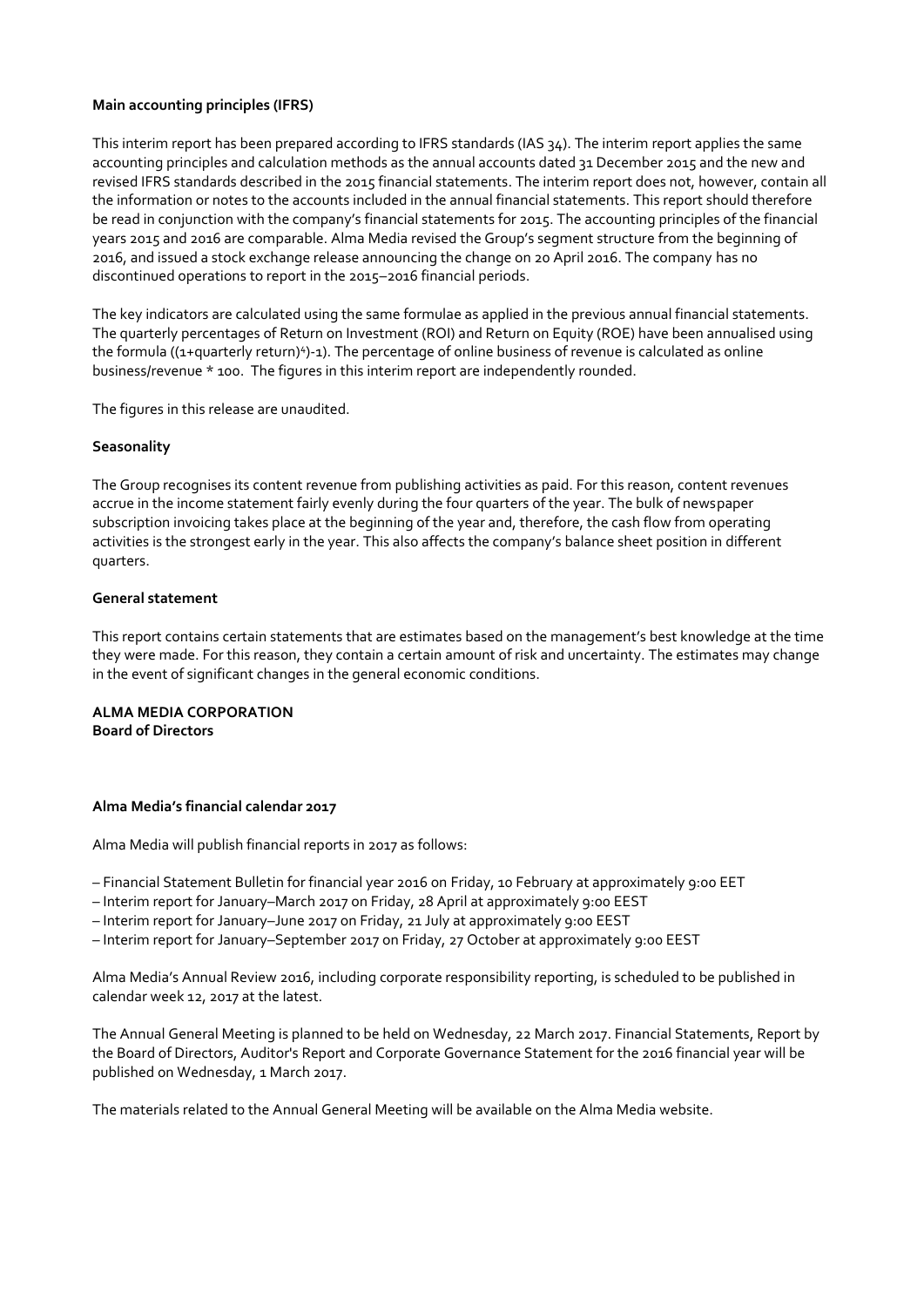**Main accounting principles (IFRS)**

This interim report has been prepared according to IFRS standards (IAS 34). The interim report applies the same accounting principles and calculation methods as the annual accounts dated 31 December 2015 and the new and revised IFRS standards described in the 2015 financial statements. The interim report does not, however, contain all the information or notes to the accounts included in the annual financial statements. This report should therefore be read in conjunction with the company's financial statements for 2015. The accounting principles of the financial years 2015 and 2016 are comparable. Alma Media revised the Group's segment structure from the beginning of 2016, and issued a stock exchange release announcing the change on 20 April 2016. The company has no discontinued operations to report in the 2015–2016 financial periods.

The key indicators are calculated using the same formulae as applied in the previous annual financial statements. The quarterly percentages of Return on Investment (ROI) and Return on Equity (ROE) have been annualised using the formula $((1+\text{quarterly return})^4)-1$. The percentage of online business of revenue is calculated as online business/revenue * 100. The figures in this interim report are independently rounded.

The figures in this release are unaudited.

**Seasonality**

The Group recognises its content revenue from publishing activities as paid. For this reason, content revenues accrue in the income statement fairly evenly during the four quarters of the year. The bulk of newspaper subscription invoicing takes place at the beginning of the year and, therefore, the cash flow from operating activities is the strongest early in the year. This also affects the company's balance sheet position in different quarters.

**General statement**

This report contains certain statements that are estimates based on the management's best knowledge at the time they were made. For this reason, they contain a certain amount of risk and uncertainty. The estimates may change in the event of significant changes in the general economic conditions.

**ALMA MEDIA CORPORATION**
**Board of Directors**

**Alma Media's financial calendar 2017**

Alma Media will publish financial reports in 2017 as follows:

– Financial Statement Bulletin for financial year 2016 on Friday, 10 February at approximately 9:00 EET
– Interim report for January–March 2017 on Friday, 28 April at approximately 9:00 EEST
– Interim report for January–June 2017 on Friday, 21 July at approximately 9:00 EEST
– Interim report for January–September 2017 on Friday, 27 October at approximately 9:00 EEST

Alma Media's Annual Review 2016, including corporate responsibility reporting, is scheduled to be published in calendar week 12, 2017 at the latest.

The Annual General Meeting is planned to be held on Wednesday, 22 March 2017. Financial Statements, Report by the Board of Directors, Auditor's Report and Corporate Governance Statement for the 2016 financial year will be published on Wednesday, 1 March 2017.

The materials related to the Annual General Meeting will be available on the Alma Media website.